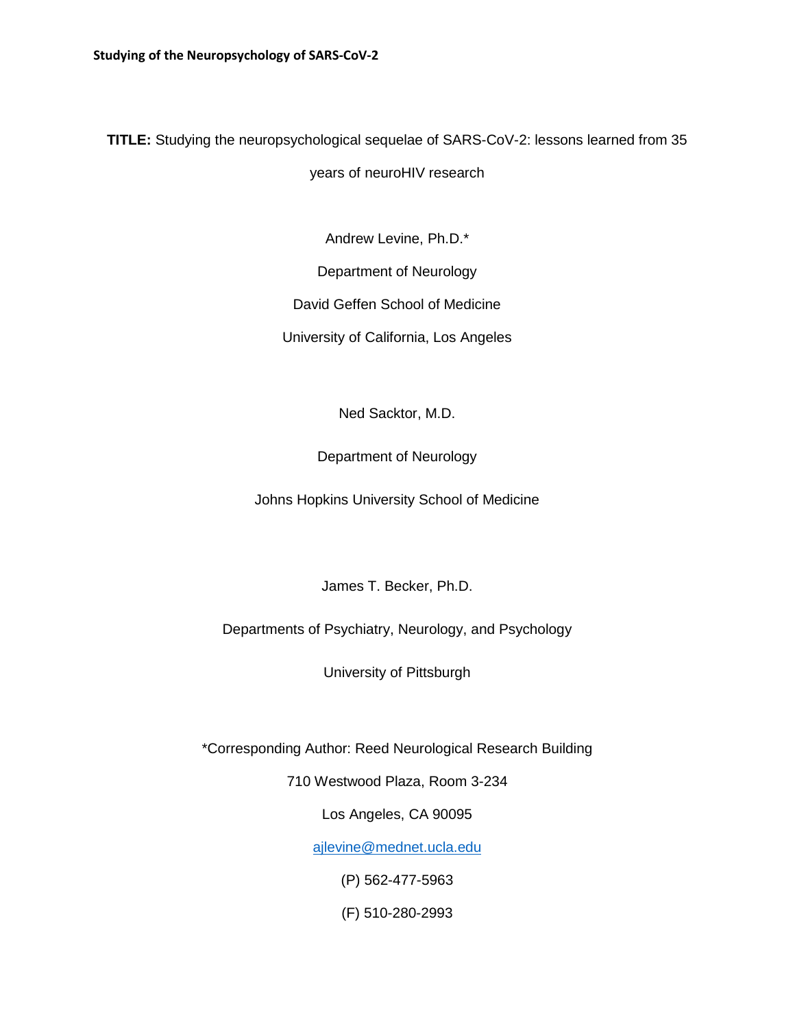**TITLE:** Studying the neuropsychological sequelae of SARS-CoV-2: lessons learned from 35 years of neuroHIV research

Andrew Levine, Ph.D.*

Department of Neurology

David Geffen School of Medicine

University of California, Los Angeles

Ned Sacktor, M.D.

Department of Neurology

Johns Hopkins University School of Medicine

James T. Becker, Ph.D.

Departments of Psychiatry, Neurology, and Psychology

University of Pittsburgh

*Corresponding Author: Reed Neurological Research Building

710 Westwood Plaza, Room 3-234

Los Angeles, CA 90095

ajlevine@mednet.ucla.edu

(P) 562-477-5963

(F) 510-280-2993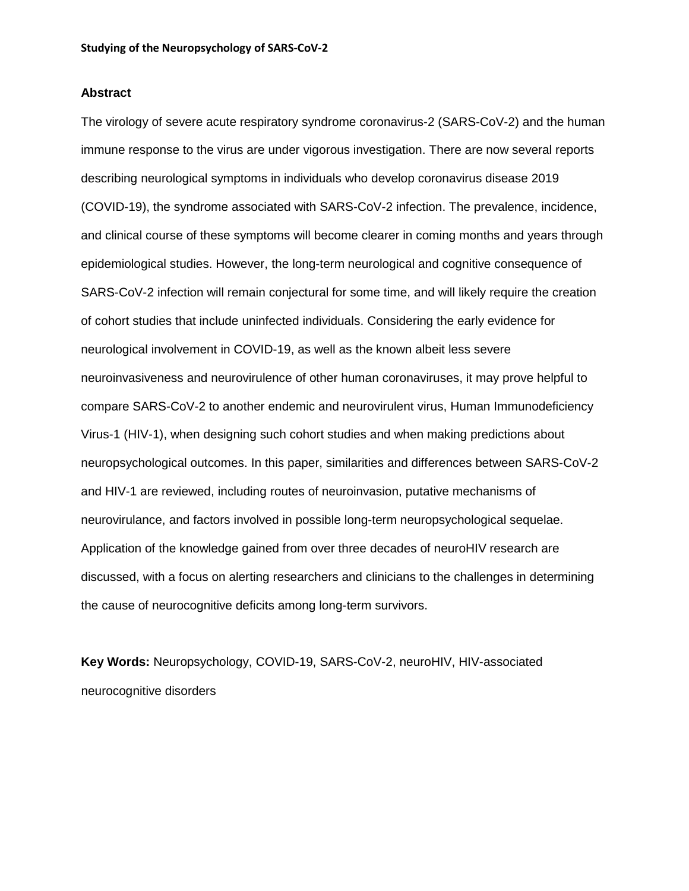## Abstract

The virology of severe acute respiratory syndrome coronavirus-2 (SARS-CoV-2) and the human immune response to the virus are under vigorous investigation. There are now several reports describing neurological symptoms in individuals who develop coronavirus disease 2019 (COVID-19), the syndrome associated with SARS-CoV-2 infection. The prevalence, incidence, and clinical course of these symptoms will become clearer in coming months and years through epidemiological studies. However, the long-term neurological and cognitive consequence of SARS-CoV-2 infection will remain conjectural for some time, and will likely require the creation of cohort studies that include uninfected individuals. Considering the early evidence for neurological involvement in COVID-19, as well as the known albeit less severe neuroinvasiveness and neurovirulence of other human coronaviruses, it may prove helpful to compare SARS-CoV-2 to another endemic and neurovirulent virus, Human Immunodeficiency Virus-1 (HIV-1), when designing such cohort studies and when making predictions about neuropsychological outcomes. In this paper, similarities and differences between SARS-CoV-2 and HIV-1 are reviewed, including routes of neuroinvasion, putative mechanisms of neurovirulance, and factors involved in possible long-term neuropsychological sequelae. Application of the knowledge gained from over three decades of neuroHIV research are discussed, with a focus on alerting researchers and clinicians to the challenges in determining the cause of neurocognitive deficits among long-term survivors.

**Key Words:** Neuropsychology, COVID-19, SARS-CoV-2, neuroHIV, HIV-associated neurocognitive disorders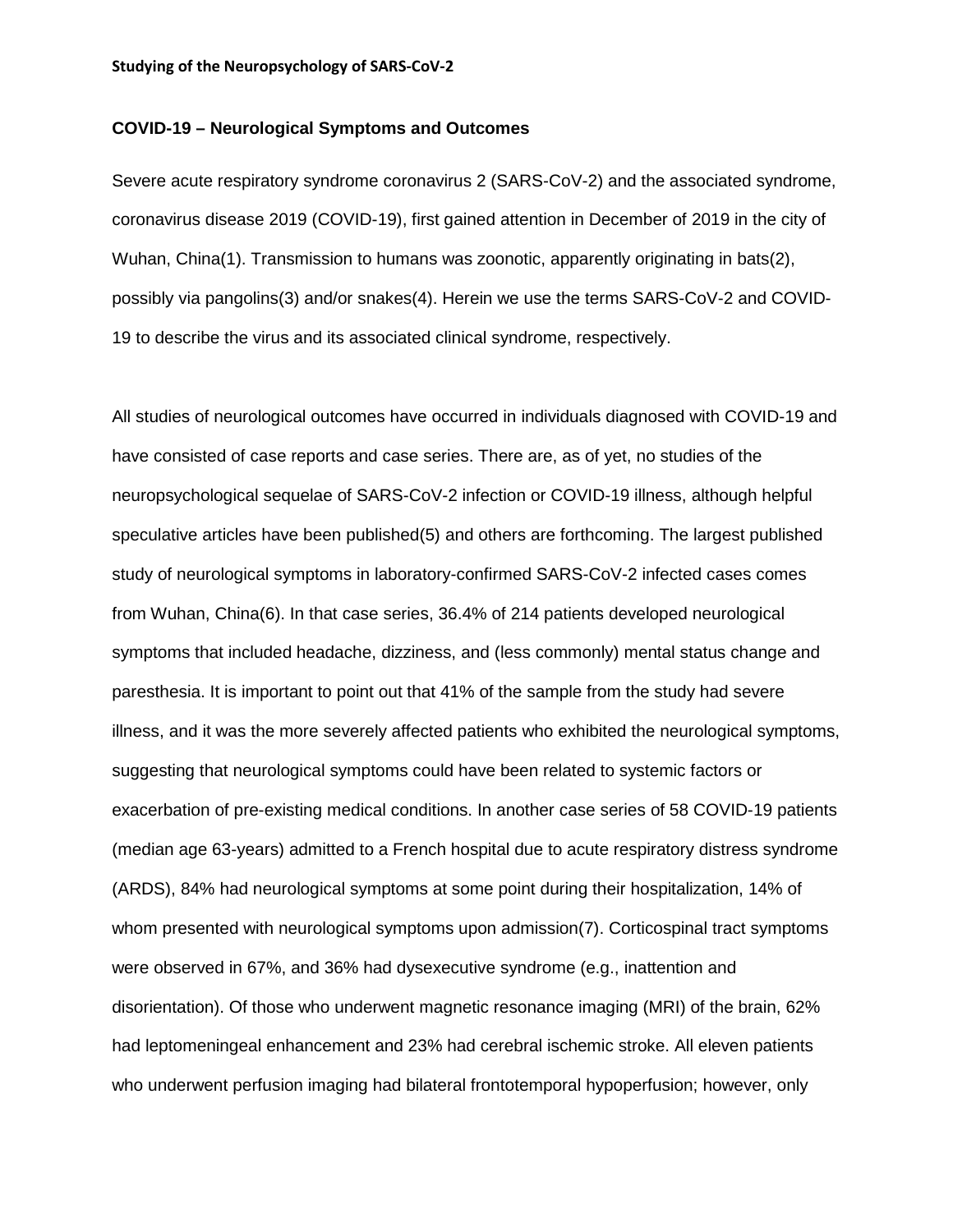### COVID-19 – Neurological Symptoms and Outcomes

Severe acute respiratory syndrome coronavirus 2 (SARS-CoV-2) and the associated syndrome, coronavirus disease 2019 (COVID-19), first gained attention in December of 2019 in the city of Wuhan, China(1). Transmission to humans was zoonotic, apparently originating in bats(2), possibly via pangolins(3) and/or snakes(4). Herein we use the terms SARS-CoV-2 and COVID-19 to describe the virus and its associated clinical syndrome, respectively.

All studies of neurological outcomes have occurred in individuals diagnosed with COVID-19 and have consisted of case reports and case series. There are, as of yet, no studies of the neuropsychological sequelae of SARS-CoV-2 infection or COVID-19 illness, although helpful speculative articles have been published(5) and others are forthcoming. The largest published study of neurological symptoms in laboratory-confirmed SARS-CoV-2 infected cases comes from Wuhan, China(6). In that case series, 36.4% of 214 patients developed neurological symptoms that included headache, dizziness, and (less commonly) mental status change and paresthesia. It is important to point out that 41% of the sample from the study had severe illness, and it was the more severely affected patients who exhibited the neurological symptoms, suggesting that neurological symptoms could have been related to systemic factors or exacerbation of pre-existing medical conditions. In another case series of 58 COVID-19 patients (median age 63-years) admitted to a French hospital due to acute respiratory distress syndrome (ARDS), 84% had neurological symptoms at some point during their hospitalization, 14% of whom presented with neurological symptoms upon admission(7). Corticospinal tract symptoms were observed in 67%, and 36% had dysexecutive syndrome (e.g., inattention and disorientation). Of those who underwent magnetic resonance imaging (MRI) of the brain, 62% had leptomeningeal enhancement and 23% had cerebral ischemic stroke. All eleven patients who underwent perfusion imaging had bilateral frontotemporal hypoperfusion; however, only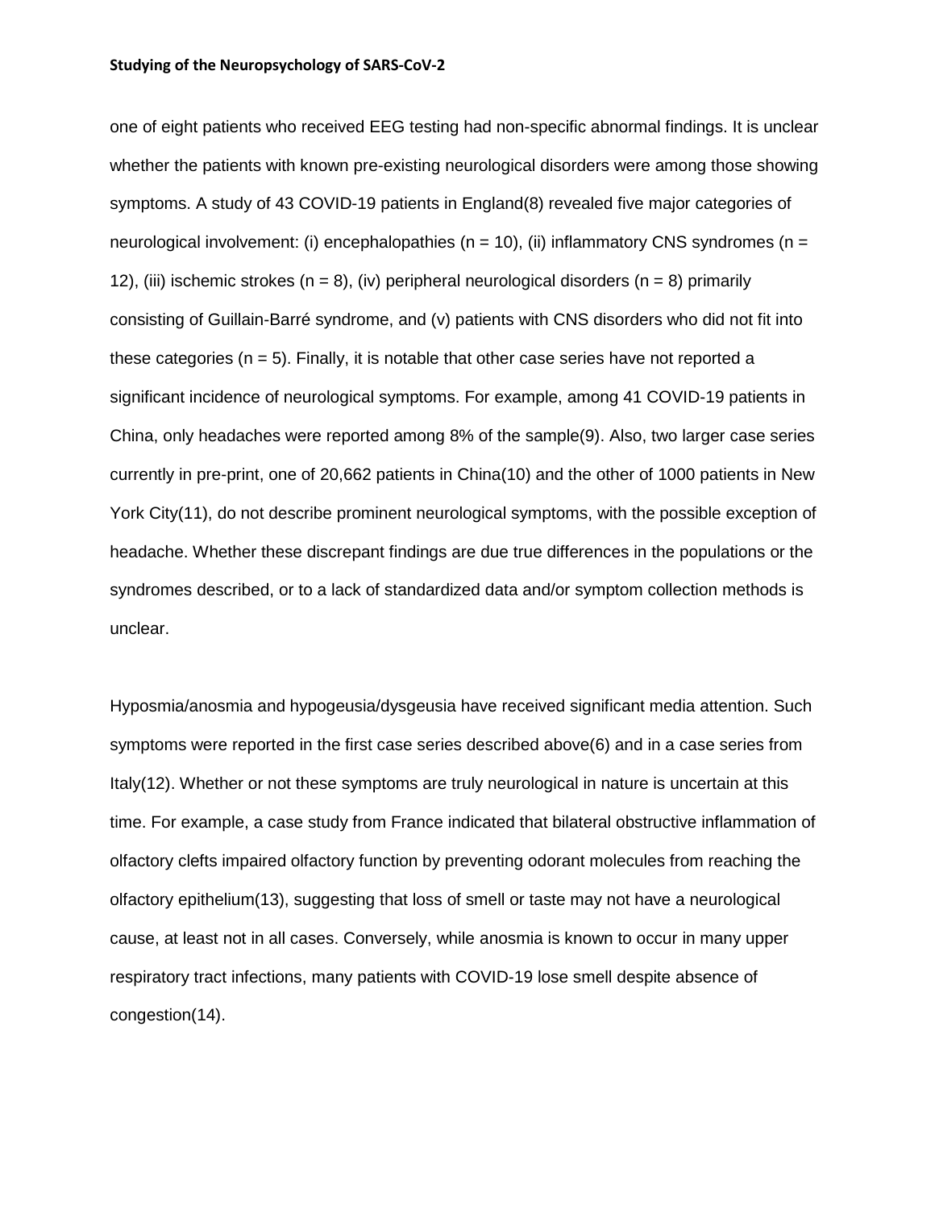one of eight patients who received EEG testing had non-specific abnormal findings. It is unclear whether the patients with known pre-existing neurological disorders were among those showing symptoms. A study of 43 COVID-19 patients in England(8) revealed five major categories of neurological involvement: (i) encephalopathies (n = 10), (ii) inflammatory CNS syndromes (n = 12), (iii) ischemic strokes (n = 8), (iv) peripheral neurological disorders (n = 8) primarily consisting of Guillain-Barré syndrome, and (v) patients with CNS disorders who did not fit into these categories (n = 5). Finally, it is notable that other case series have not reported a significant incidence of neurological symptoms. For example, among 41 COVID-19 patients in China, only headaches were reported among 8% of the sample(9). Also, two larger case series currently in pre-print, one of 20,662 patients in China(10) and the other of 1000 patients in New York City(11), do not describe prominent neurological symptoms, with the possible exception of headache. Whether these discrepant findings are due true differences in the populations or the syndromes described, or to a lack of standardized data and/or symptom collection methods is unclear.

Hyposmia/anosmia and hypogeusia/dysgeusia have received significant media attention. Such symptoms were reported in the first case series described above(6) and in a case series from Italy(12). Whether or not these symptoms are truly neurological in nature is uncertain at this time. For example, a case study from France indicated that bilateral obstructive inflammation of olfactory clefts impaired olfactory function by preventing odorant molecules from reaching the olfactory epithelium(13), suggesting that loss of smell or taste may not have a neurological cause, at least not in all cases. Conversely, while anosmia is known to occur in many upper respiratory tract infections, many patients with COVID-19 lose smell despite absence of congestion(14).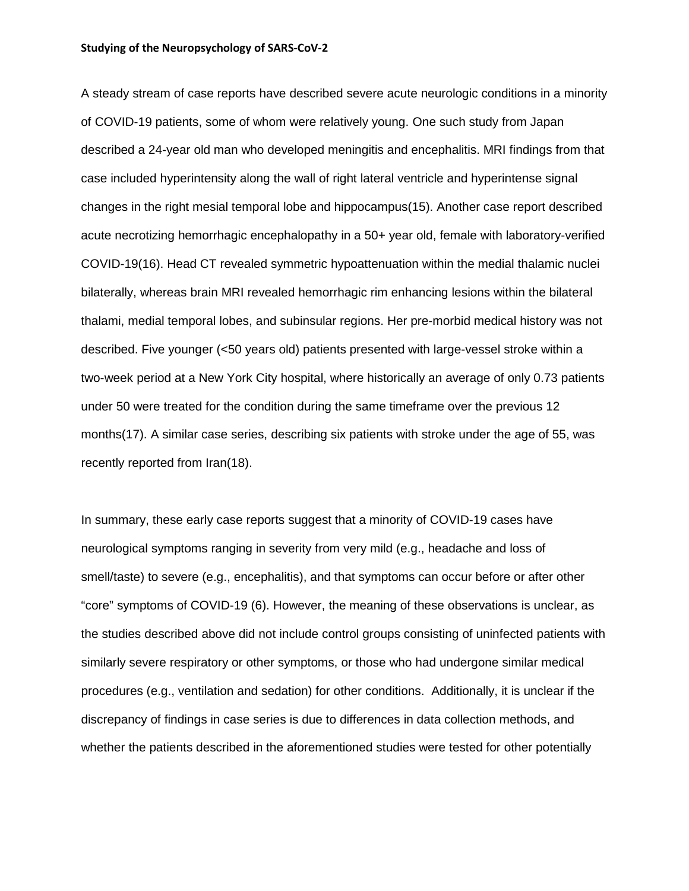A steady stream of case reports have described severe acute neurologic conditions in a minority of COVID-19 patients, some of whom were relatively young. One such study from Japan described a 24-year old man who developed meningitis and encephalitis. MRI findings from that case included hyperintensity along the wall of right lateral ventricle and hyperintense signal changes in the right mesial temporal lobe and hippocampus(15). Another case report described acute necrotizing hemorrhagic encephalopathy in a 50+ year old, female with laboratory-verified COVID-19(16). Head CT revealed symmetric hypoattenuation within the medial thalamic nuclei bilaterally, whereas brain MRI revealed hemorrhagic rim enhancing lesions within the bilateral thalami, medial temporal lobes, and subinsular regions. Her pre-morbid medical history was not described. Five younger (<50 years old) patients presented with large-vessel stroke within a two-week period at a New York City hospital, where historically an average of only 0.73 patients under 50 were treated for the condition during the same timeframe over the previous 12 months(17). A similar case series, describing six patients with stroke under the age of 55, was recently reported from Iran(18).

In summary, these early case reports suggest that a minority of COVID-19 cases have neurological symptoms ranging in severity from very mild (e.g., headache and loss of smell/taste) to severe (e.g., encephalitis), and that symptoms can occur before or after other "core" symptoms of COVID-19 (6). However, the meaning of these observations is unclear, as the studies described above did not include control groups consisting of uninfected patients with similarly severe respiratory or other symptoms, or those who had undergone similar medical procedures (e.g., ventilation and sedation) for other conditions. Additionally, it is unclear if the discrepancy of findings in case series is due to differences in data collection methods, and whether the patients described in the aforementioned studies were tested for other potentially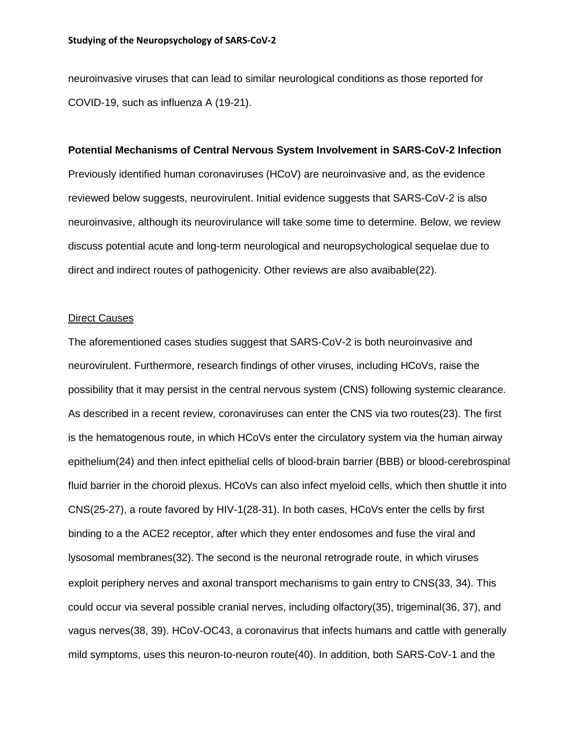neuroinvasive viruses that can lead to similar neurological conditions as those reported for COVID-19, such as influenza A (19-21).

**Potential Mechanisms of Central Nervous System Involvement in SARS-CoV-2 Infection**

Previously identified human coronaviruses (HCoV) are neuroinvasive and, as the evidence reviewed below suggests, neurovirulent. Initial evidence suggests that SARS-CoV-2 is also neuroinvasive, although its neurovirulance will take some time to determine. Below, we review discuss potential acute and long-term neurological and neuropsychological sequelae due to direct and indirect routes of pathogenicity. Other reviews are also avaibable(22).

<u>Direct Causes</u>

The aforementioned cases studies suggest that SARS-CoV-2 is both neuroinvasive and neurovirulent. Furthermore, research findings of other viruses, including HCoVs, raise the possibility that it may persist in the central nervous system (CNS) following systemic clearance. As described in a recent review, coronaviruses can enter the CNS via two routes(23). The first is the hematogenous route, in which HCoVs enter the circulatory system via the human airway epithelium(24) and then infect epithelial cells of blood-brain barrier (BBB) or blood-cerebrospinal fluid barrier in the choroid plexus. HCoVs can also infect myeloid cells, which then shuttle it into CNS(25-27), a route favored by HIV-1(28-31). In both cases, HCoVs enter the cells by first binding to a the ACE2 receptor, after which they enter endosomes and fuse the viral and lysosomal membranes(32). The second is the neuronal retrograde route, in which viruses exploit periphery nerves and axonal transport mechanisms to gain entry to CNS(33, 34). This could occur via several possible cranial nerves, including olfactory(35), trigeminal(36, 37), and vagus nerves(38, 39). HCoV-OC43, a coronavirus that infects humans and cattle with generally mild symptoms, uses this neuron-to-neuron route(40). In addition, both SARS-CoV-1 and the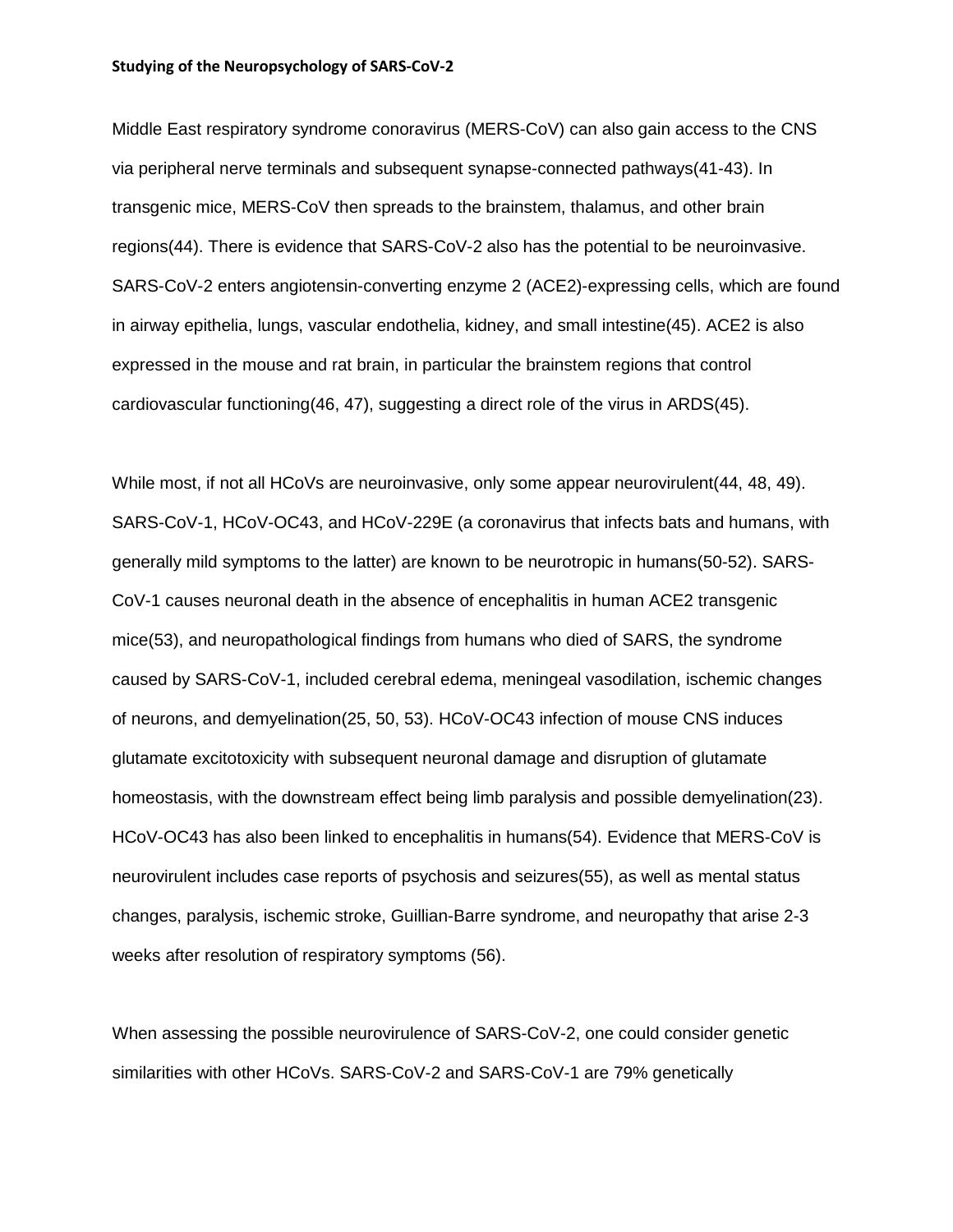Middle East respiratory syndrome conoravirus (MERS-CoV) can also gain access to the CNS via peripheral nerve terminals and subsequent synapse-connected pathways(41-43). In transgenic mice, MERS-CoV then spreads to the brainstem, thalamus, and other brain regions(44). There is evidence that SARS-CoV-2 also has the potential to be neuroinvasive. SARS-CoV-2 enters angiotensin-converting enzyme 2 (ACE2)-expressing cells, which are found in airway epithelia, lungs, vascular endothelia, kidney, and small intestine(45). ACE2 is also expressed in the mouse and rat brain, in particular the brainstem regions that control cardiovascular functioning(46, 47), suggesting a direct role of the virus in ARDS(45).

While most, if not all HCoVs are neuroinvasive, only some appear neurovirulent(44, 48, 49). SARS-CoV-1, HCoV-OC43, and HCoV-229E (a coronavirus that infects bats and humans, with generally mild symptoms to the latter) are known to be neurotropic in humans(50-52). SARS-CoV-1 causes neuronal death in the absence of encephalitis in human ACE2 transgenic mice(53), and neuropathological findings from humans who died of SARS, the syndrome caused by SARS-CoV-1, included cerebral edema, meningeal vasodilation, ischemic changes of neurons, and demyelination(25, 50, 53). HCoV-OC43 infection of mouse CNS induces glutamate excitotoxicity with subsequent neuronal damage and disruption of glutamate homeostasis, with the downstream effect being limb paralysis and possible demyelination(23). HCoV-OC43 has also been linked to encephalitis in humans(54). Evidence that MERS-CoV is neurovirulent includes case reports of psychosis and seizures(55), as well as mental status changes, paralysis, ischemic stroke, Guillian-Barre syndrome, and neuropathy that arise 2-3 weeks after resolution of respiratory symptoms (56).

When assessing the possible neurovirulence of SARS-CoV-2, one could consider genetic similarities with other HCoVs. SARS-CoV-2 and SARS-CoV-1 are 79% genetically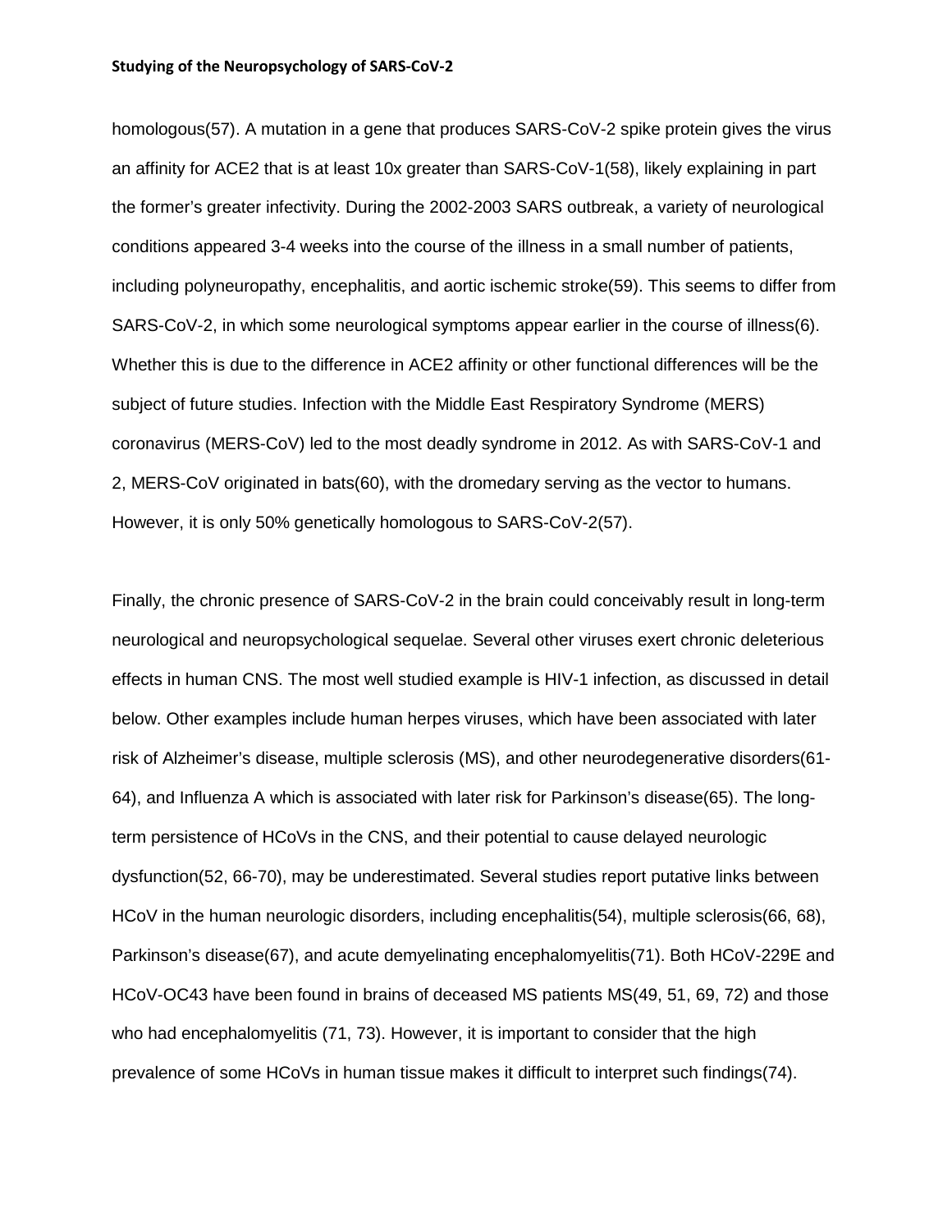homologous(57). A mutation in a gene that produces SARS-CoV-2 spike protein gives the virus an affinity for ACE2 that is at least 10x greater than SARS-CoV-1(58), likely explaining in part the former's greater infectivity. During the 2002-2003 SARS outbreak, a variety of neurological conditions appeared 3-4 weeks into the course of the illness in a small number of patients, including polyneuropathy, encephalitis, and aortic ischemic stroke(59). This seems to differ from SARS-CoV-2, in which some neurological symptoms appear earlier in the course of illness(6). Whether this is due to the difference in ACE2 affinity or other functional differences will be the subject of future studies. Infection with the Middle East Respiratory Syndrome (MERS) coronavirus (MERS-CoV) led to the most deadly syndrome in 2012. As with SARS-CoV-1 and 2, MERS-CoV originated in bats(60), with the dromedary serving as the vector to humans. However, it is only 50% genetically homologous to SARS-CoV-2(57).

Finally, the chronic presence of SARS-CoV-2 in the brain could conceivably result in long-term neurological and neuropsychological sequelae. Several other viruses exert chronic deleterious effects in human CNS. The most well studied example is HIV-1 infection, as discussed in detail below. Other examples include human herpes viruses, which have been associated with later risk of Alzheimer's disease, multiple sclerosis (MS), and other neurodegenerative disorders(61-64), and Influenza A which is associated with later risk for Parkinson's disease(65). The long-term persistence of HCoVs in the CNS, and their potential to cause delayed neurologic dysfunction(52, 66-70), may be underestimated. Several studies report putative links between HCoV in the human neurologic disorders, including encephalitis(54), multiple sclerosis(66, 68), Parkinson's disease(67), and acute demyelinating encephalomyelitis(71). Both HCoV-229E and HCoV-OC43 have been found in brains of deceased MS patients MS(49, 51, 69, 72) and those who had encephalomyelitis (71, 73). However, it is important to consider that the high prevalence of some HCoVs in human tissue makes it difficult to interpret such findings(74).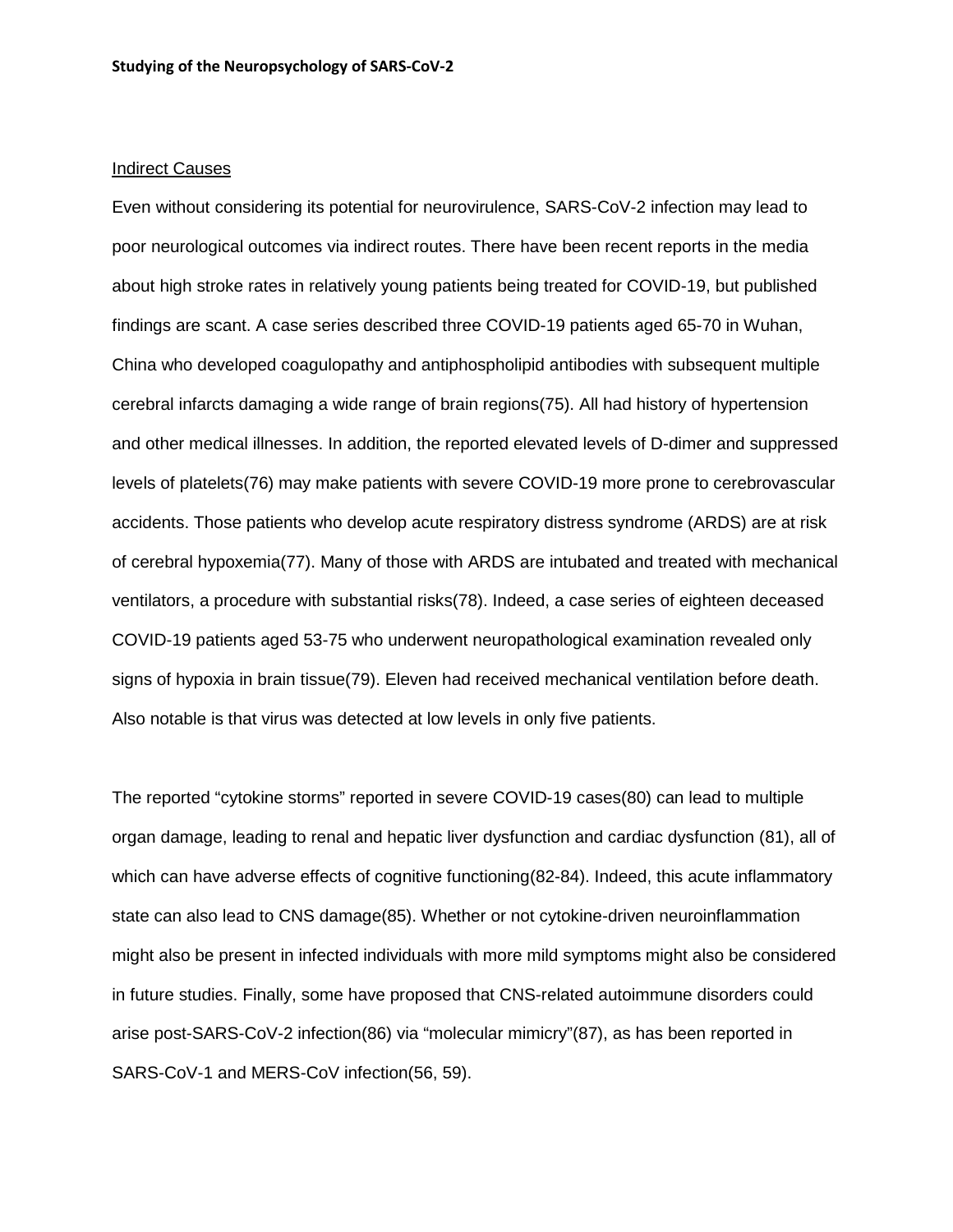Indirect Causes

Even without considering its potential for neurovirulence, SARS-CoV-2 infection may lead to poor neurological outcomes via indirect routes. There have been recent reports in the media about high stroke rates in relatively young patients being treated for COVID-19, but published findings are scant. A case series described three COVID-19 patients aged 65-70 in Wuhan, China who developed coagulopathy and antiphospholipid antibodies with subsequent multiple cerebral infarcts damaging a wide range of brain regions(75). All had history of hypertension and other medical illnesses. In addition, the reported elevated levels of D-dimer and suppressed levels of platelets(76) may make patients with severe COVID-19 more prone to cerebrovascular accidents. Those patients who develop acute respiratory distress syndrome (ARDS) are at risk of cerebral hypoxemia(77). Many of those with ARDS are intubated and treated with mechanical ventilators, a procedure with substantial risks(78). Indeed, a case series of eighteen deceased COVID-19 patients aged 53-75 who underwent neuropathological examination revealed only signs of hypoxia in brain tissue(79). Eleven had received mechanical ventilation before death. Also notable is that virus was detected at low levels in only five patients.

The reported "cytokine storms" reported in severe COVID-19 cases(80) can lead to multiple organ damage, leading to renal and hepatic liver dysfunction and cardiac dysfunction (81), all of which can have adverse effects of cognitive functioning(82-84). Indeed, this acute inflammatory state can also lead to CNS damage(85). Whether or not cytokine-driven neuroinflammation might also be present in infected individuals with more mild symptoms might also be considered in future studies. Finally, some have proposed that CNS-related autoimmune disorders could arise post-SARS-CoV-2 infection(86) via "molecular mimicry"(87), as has been reported in SARS-CoV-1 and MERS-CoV infection(56, 59).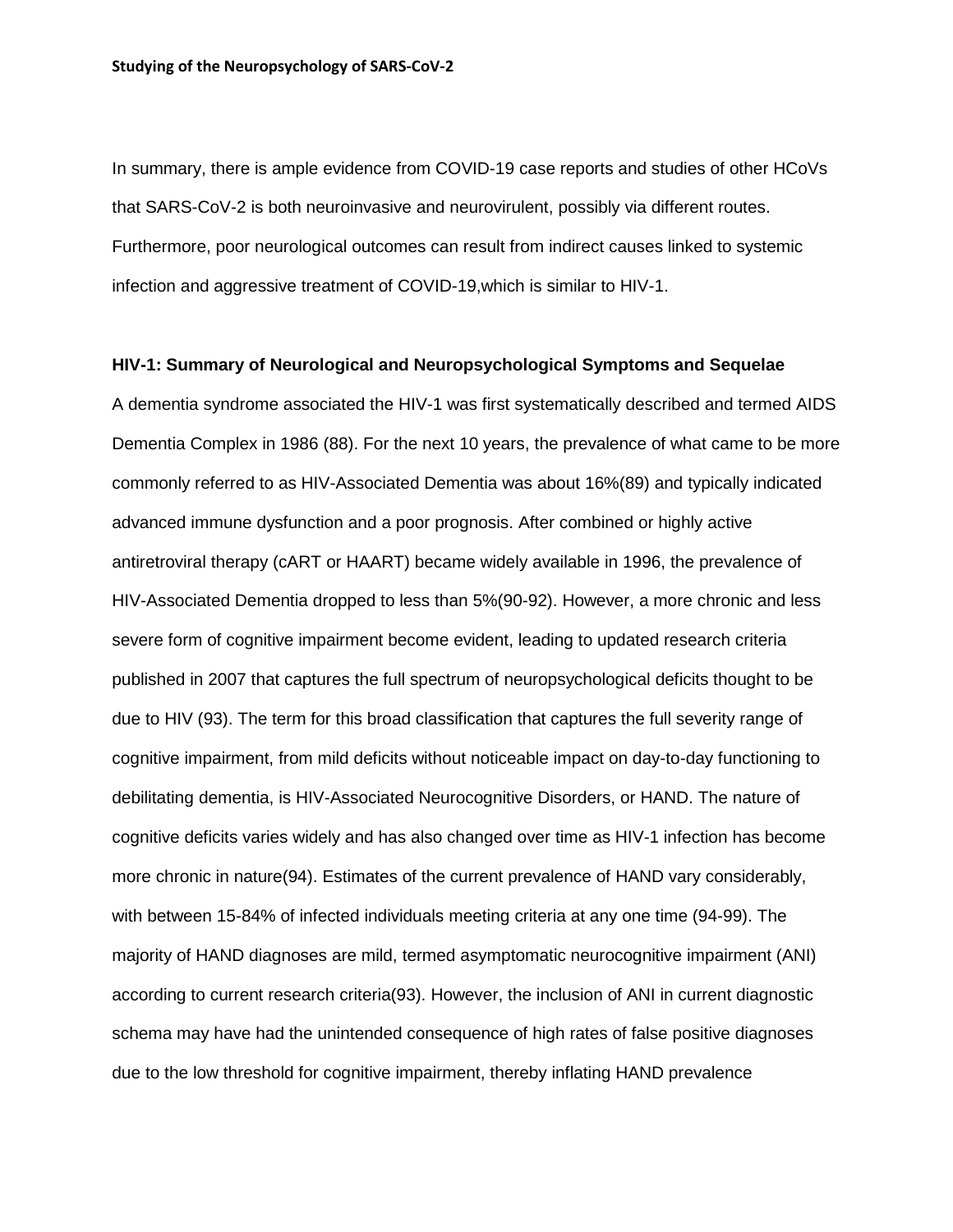In summary, there is ample evidence from COVID-19 case reports and studies of other HCoVs that SARS-CoV-2 is both neuroinvasive and neurovirulent, possibly via different routes. Furthermore, poor neurological outcomes can result from indirect causes linked to systemic infection and aggressive treatment of COVID-19,which is similar to HIV-1.

**HIV-1: Summary of Neurological and Neuropsychological Symptoms and Sequelae**

A dementia syndrome associated the HIV-1 was first systematically described and termed AIDS Dementia Complex in 1986 (88). For the next 10 years, the prevalence of what came to be more commonly referred to as HIV-Associated Dementia was about 16%(89) and typically indicated advanced immune dysfunction and a poor prognosis. After combined or highly active antiretroviral therapy (cART or HAART) became widely available in 1996, the prevalence of HIV-Associated Dementia dropped to less than 5%(90-92). However, a more chronic and less severe form of cognitive impairment become evident, leading to updated research criteria published in 2007 that captures the full spectrum of neuropsychological deficits thought to be due to HIV (93). The term for this broad classification that captures the full severity range of cognitive impairment, from mild deficits without noticeable impact on day-to-day functioning to debilitating dementia, is HIV-Associated Neurocognitive Disorders, or HAND. The nature of cognitive deficits varies widely and has also changed over time as HIV-1 infection has become more chronic in nature(94). Estimates of the current prevalence of HAND vary considerably, with between 15-84% of infected individuals meeting criteria at any one time (94-99). The majority of HAND diagnoses are mild, termed asymptomatic neurocognitive impairment (ANI) according to current research criteria(93). However, the inclusion of ANI in current diagnostic schema may have had the unintended consequence of high rates of false positive diagnoses due to the low threshold for cognitive impairment, thereby inflating HAND prevalence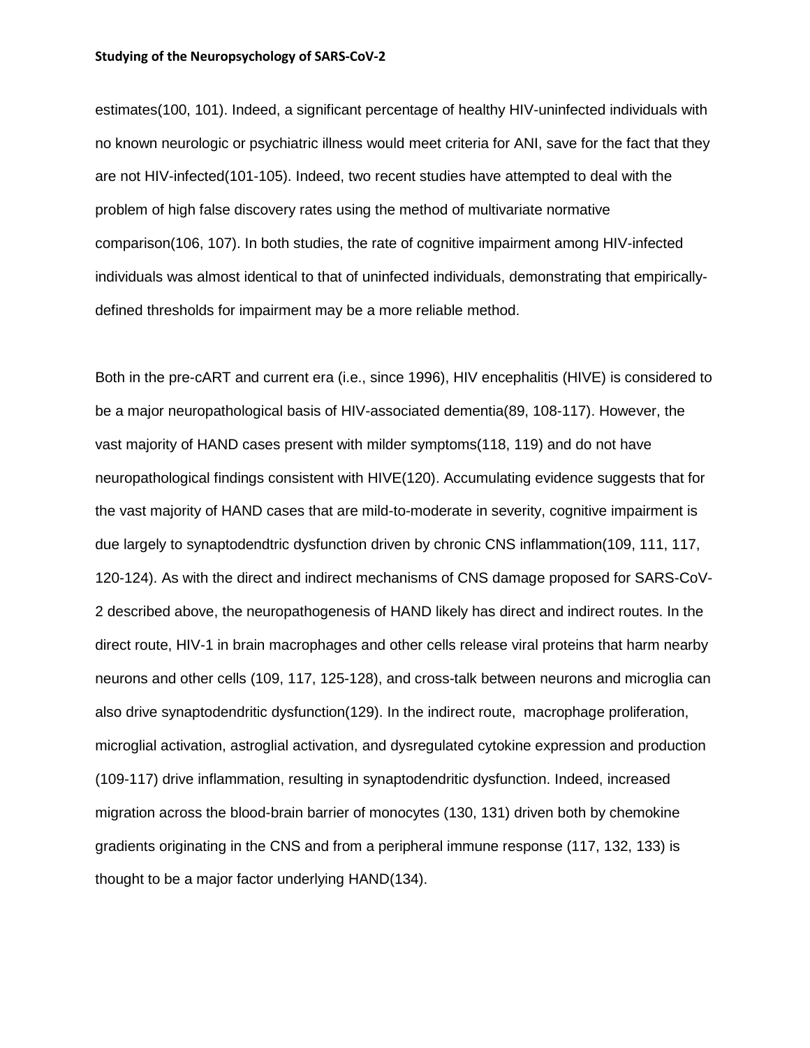estimates(100, 101). Indeed, a significant percentage of healthy HIV-uninfected individuals with no known neurologic or psychiatric illness would meet criteria for ANI, save for the fact that they are not HIV-infected(101-105). Indeed, two recent studies have attempted to deal with the problem of high false discovery rates using the method of multivariate normative comparison(106, 107). In both studies, the rate of cognitive impairment among HIV-infected individuals was almost identical to that of uninfected individuals, demonstrating that empirically-defined thresholds for impairment may be a more reliable method.

Both in the pre-cART and current era (i.e., since 1996), HIV encephalitis (HIVE) is considered to be a major neuropathological basis of HIV-associated dementia(89, 108-117). However, the vast majority of HAND cases present with milder symptoms(118, 119) and do not have neuropathological findings consistent with HIVE(120). Accumulating evidence suggests that for the vast majority of HAND cases that are mild-to-moderate in severity, cognitive impairment is due largely to synaptodendtric dysfunction driven by chronic CNS inflammation(109, 111, 117, 120-124). As with the direct and indirect mechanisms of CNS damage proposed for SARS-CoV-2 described above, the neuropathogenesis of HAND likely has direct and indirect routes. In the direct route, HIV-1 in brain macrophages and other cells release viral proteins that harm nearby neurons and other cells (109, 117, 125-128), and cross-talk between neurons and microglia can also drive synaptodendritic dysfunction(129). In the indirect route, macrophage proliferation, microglial activation, astroglial activation, and dysregulated cytokine expression and production (109-117) drive inflammation, resulting in synaptodendritic dysfunction. Indeed, increased migration across the blood-brain barrier of monocytes (130, 131) driven both by chemokine gradients originating in the CNS and from a peripheral immune response (117, 132, 133) is thought to be a major factor underlying HAND(134).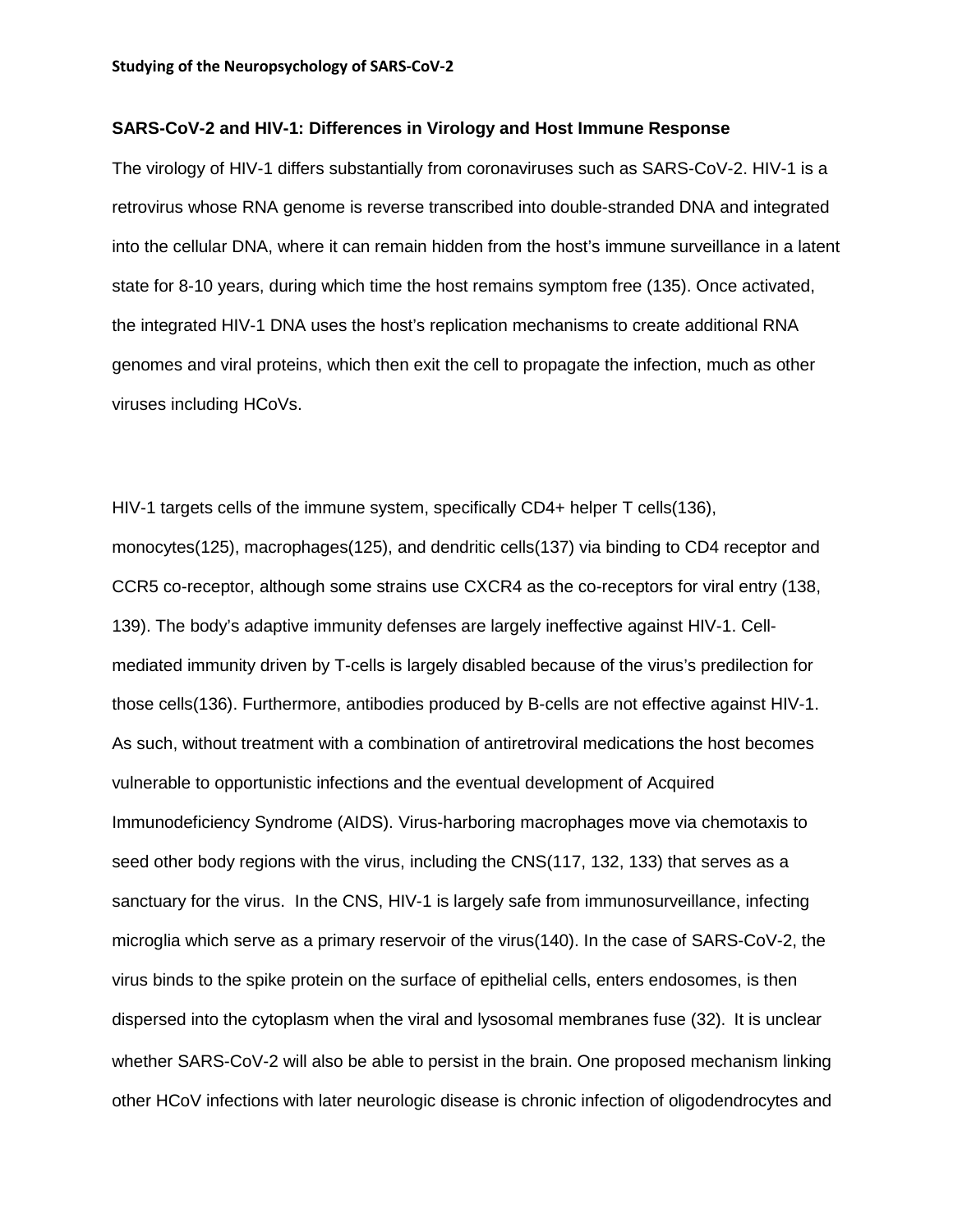**SARS-CoV-2 and HIV-1: Differences in Virology and Host Immune Response**

The virology of HIV-1 differs substantially from coronaviruses such as SARS-CoV-2. HIV-1 is a retrovirus whose RNA genome is reverse transcribed into double-stranded DNA and integrated into the cellular DNA, where it can remain hidden from the host's immune surveillance in a latent state for 8-10 years, during which time the host remains symptom free (135). Once activated, the integrated HIV-1 DNA uses the host's replication mechanisms to create additional RNA genomes and viral proteins, which then exit the cell to propagate the infection, much as other viruses including HCoVs.

HIV-1 targets cells of the immune system, specifically CD4+ helper T cells(136), monocytes(125), macrophages(125), and dendritic cells(137) via binding to CD4 receptor and CCR5 co-receptor, although some strains use CXCR4 as the co-receptors for viral entry (138, 139). The body's adaptive immunity defenses are largely ineffective against HIV-1. Cell-mediated immunity driven by T-cells is largely disabled because of the virus's predilection for those cells(136). Furthermore, antibodies produced by B-cells are not effective against HIV-1. As such, without treatment with a combination of antiretroviral medications the host becomes vulnerable to opportunistic infections and the eventual development of Acquired Immunodeficiency Syndrome (AIDS). Virus-harboring macrophages move via chemotaxis to seed other body regions with the virus, including the CNS(117, 132, 133) that serves as a sanctuary for the virus. In the CNS, HIV-1 is largely safe from immunosurveillance, infecting microglia which serve as a primary reservoir of the virus(140). In the case of SARS-CoV-2, the virus binds to the spike protein on the surface of epithelial cells, enters endosomes, is then dispersed into the cytoplasm when the viral and lysosomal membranes fuse (32). It is unclear whether SARS-CoV-2 will also be able to persist in the brain. One proposed mechanism linking other HCoV infections with later neurologic disease is chronic infection of oligodendrocytes and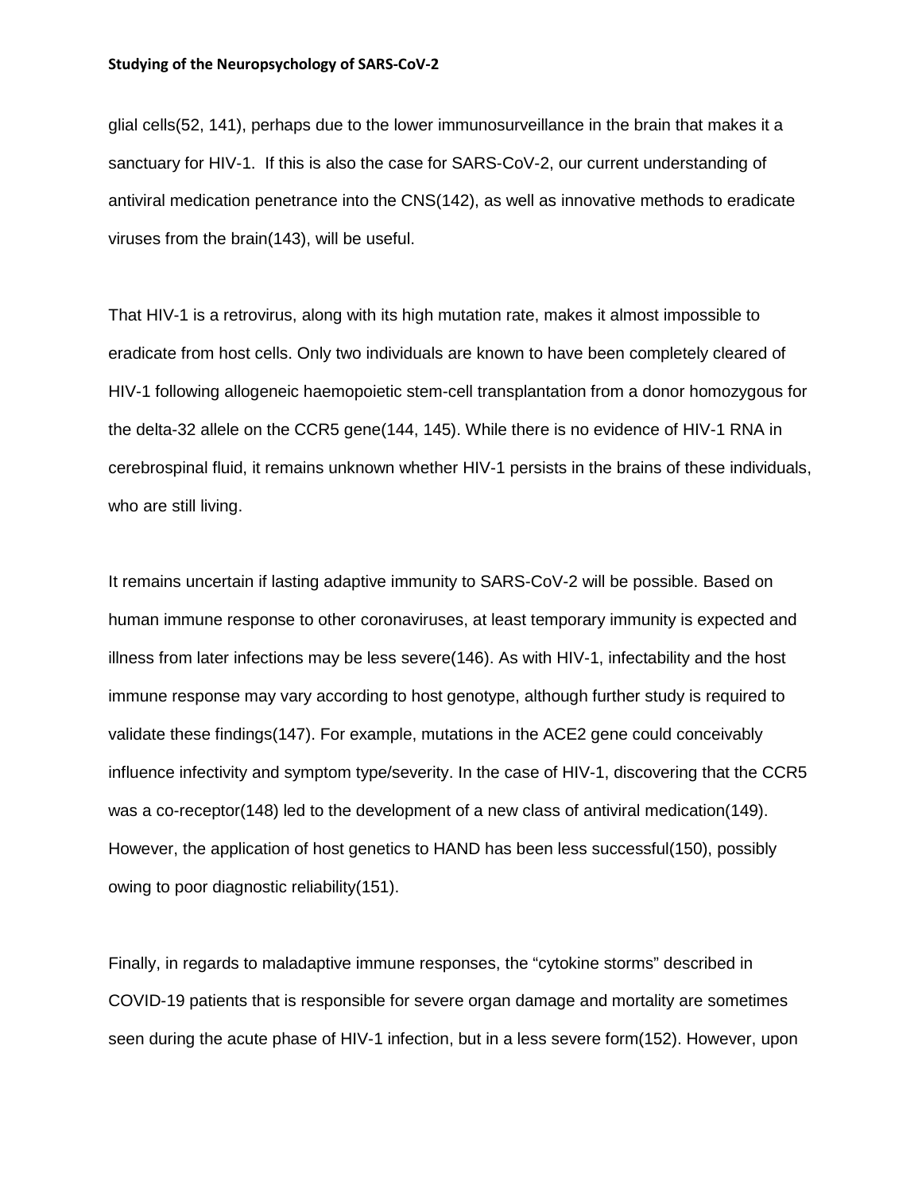glial cells(52, 141), perhaps due to the lower immunosurveillance in the brain that makes it a sanctuary for HIV-1. If this is also the case for SARS-CoV-2, our current understanding of antiviral medication penetrance into the CNS(142), as well as innovative methods to eradicate viruses from the brain(143), will be useful.

That HIV-1 is a retrovirus, along with its high mutation rate, makes it almost impossible to eradicate from host cells. Only two individuals are known to have been completely cleared of HIV-1 following allogeneic haemopoietic stem-cell transplantation from a donor homozygous for the delta-32 allele on the CCR5 gene(144, 145). While there is no evidence of HIV-1 RNA in cerebrospinal fluid, it remains unknown whether HIV-1 persists in the brains of these individuals, who are still living.

It remains uncertain if lasting adaptive immunity to SARS-CoV-2 will be possible. Based on human immune response to other coronaviruses, at least temporary immunity is expected and illness from later infections may be less severe(146). As with HIV-1, infectability and the host immune response may vary according to host genotype, although further study is required to validate these findings(147). For example, mutations in the ACE2 gene could conceivably influence infectivity and symptom type/severity. In the case of HIV-1, discovering that the CCR5 was a co-receptor(148) led to the development of a new class of antiviral medication(149). However, the application of host genetics to HAND has been less successful(150), possibly owing to poor diagnostic reliability(151).

Finally, in regards to maladaptive immune responses, the "cytokine storms" described in COVID-19 patients that is responsible for severe organ damage and mortality are sometimes seen during the acute phase of HIV-1 infection, but in a less severe form(152). However, upon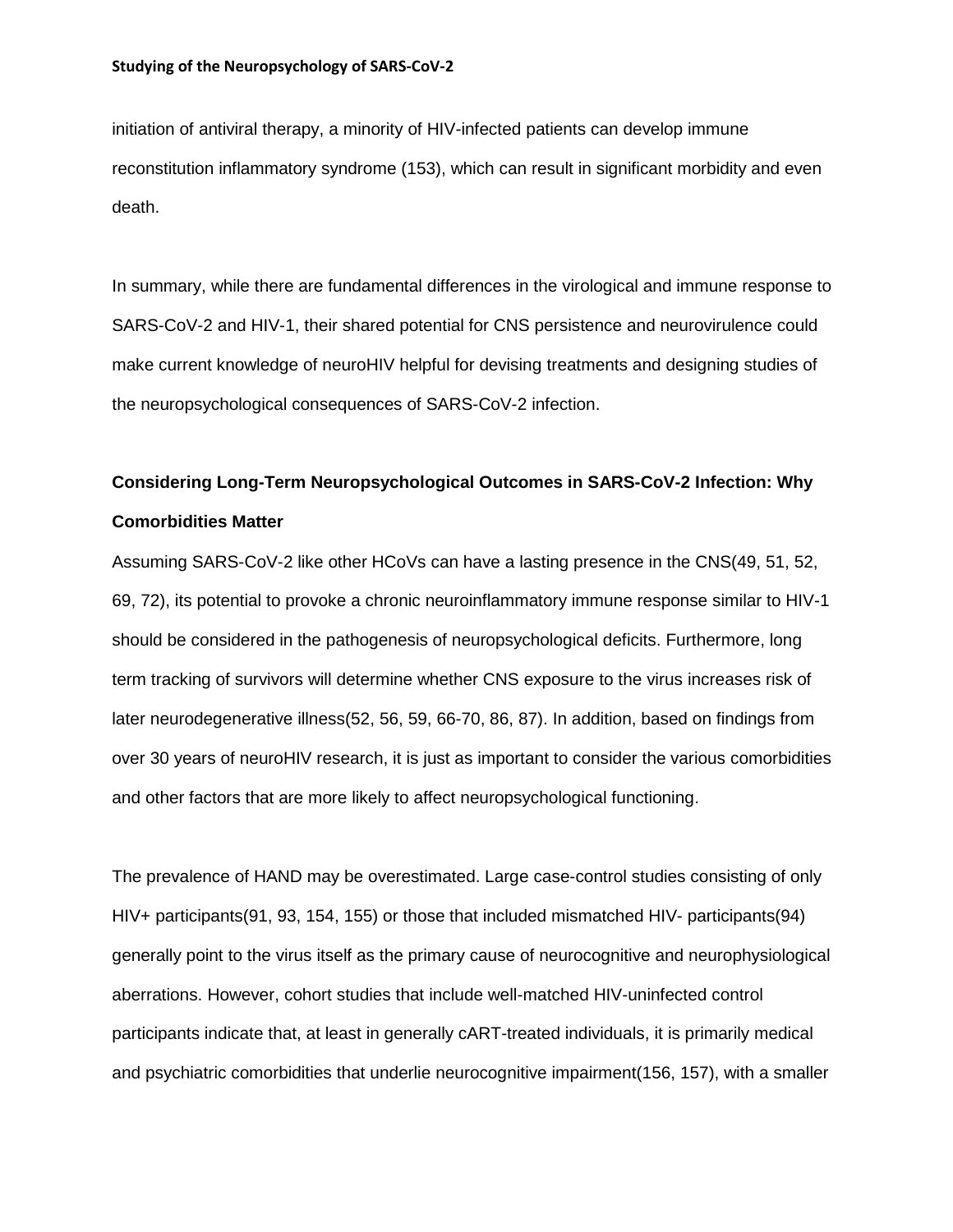initiation of antiviral therapy, a minority of HIV-infected patients can develop immune reconstitution inflammatory syndrome (153), which can result in significant morbidity and even death.

In summary, while there are fundamental differences in the virological and immune response to SARS-CoV-2 and HIV-1, their shared potential for CNS persistence and neurovirulence could make current knowledge of neuroHIV helpful for devising treatments and designing studies of the neuropsychological consequences of SARS-CoV-2 infection.

## Considering Long-Term Neuropsychological Outcomes in SARS-CoV-2 Infection: Why Comorbidities Matter

Assuming SARS-CoV-2 like other HCoVs can have a lasting presence in the CNS(49, 51, 52, 69, 72), its potential to provoke a chronic neuroinflammatory immune response similar to HIV-1 should be considered in the pathogenesis of neuropsychological deficits. Furthermore, long term tracking of survivors will determine whether CNS exposure to the virus increases risk of later neurodegenerative illness(52, 56, 59, 66-70, 86, 87). In addition, based on findings from over 30 years of neuroHIV research, it is just as important to consider the various comorbidities and other factors that are more likely to affect neuropsychological functioning.

The prevalence of HAND may be overestimated. Large case-control studies consisting of only HIV+ participants(91, 93, 154, 155) or those that included mismatched HIV- participants(94) generally point to the virus itself as the primary cause of neurocognitive and neurophysiological aberrations. However, cohort studies that include well-matched HIV-uninfected control participants indicate that, at least in generally cART-treated individuals, it is primarily medical and psychiatric comorbidities that underlie neurocognitive impairment(156, 157), with a smaller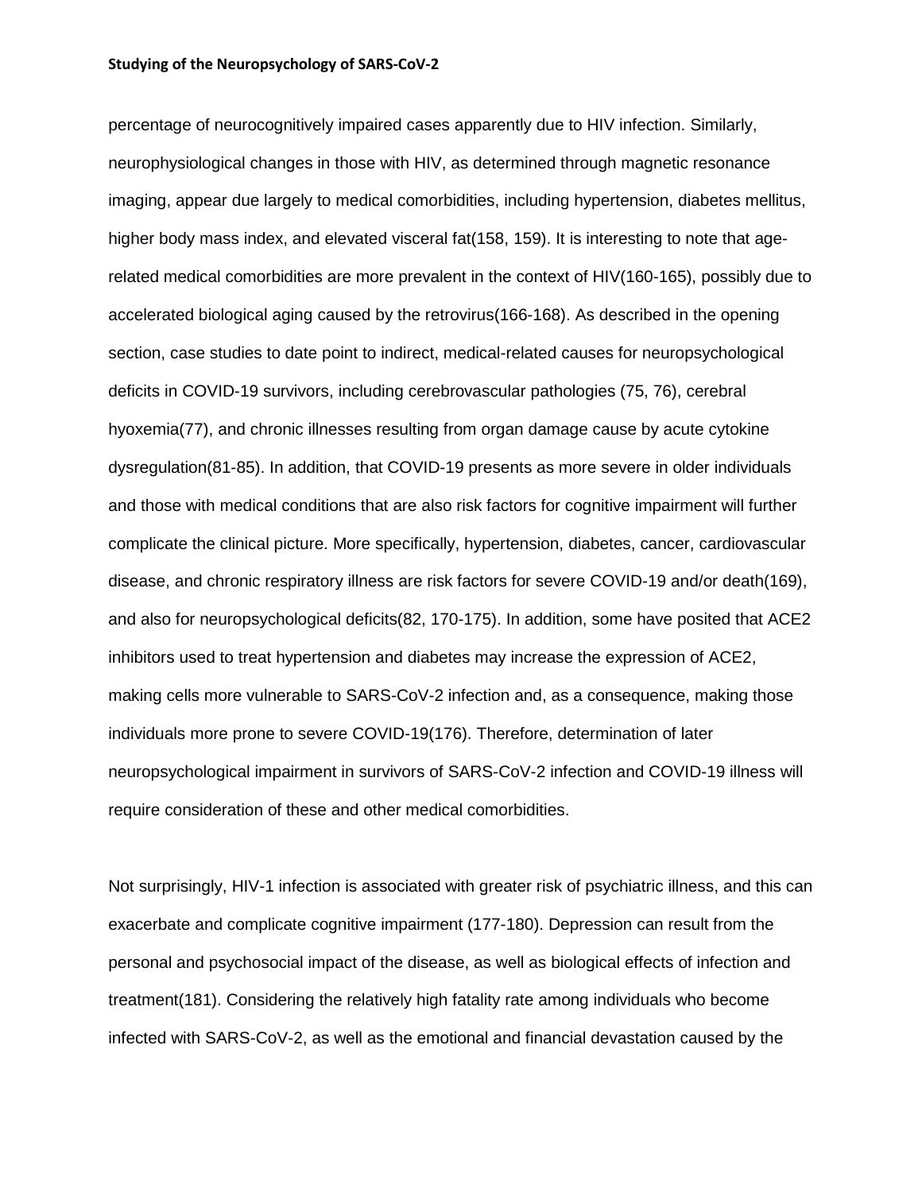percentage of neurocognitively impaired cases apparently due to HIV infection. Similarly, neurophysiological changes in those with HIV, as determined through magnetic resonance imaging, appear due largely to medical comorbidities, including hypertension, diabetes mellitus, higher body mass index, and elevated visceral fat(158, 159). It is interesting to note that age-related medical comorbidities are more prevalent in the context of HIV(160-165), possibly due to accelerated biological aging caused by the retrovirus(166-168). As described in the opening section, case studies to date point to indirect, medical-related causes for neuropsychological deficits in COVID-19 survivors, including cerebrovascular pathologies (75, 76), cerebral hyoxemia(77), and chronic illnesses resulting from organ damage cause by acute cytokine dysregulation(81-85). In addition, that COVID-19 presents as more severe in older individuals and those with medical conditions that are also risk factors for cognitive impairment will further complicate the clinical picture. More specifically, hypertension, diabetes, cancer, cardiovascular disease, and chronic respiratory illness are risk factors for severe COVID-19 and/or death(169), and also for neuropsychological deficits(82, 170-175). In addition, some have posited that ACE2 inhibitors used to treat hypertension and diabetes may increase the expression of ACE2, making cells more vulnerable to SARS-CoV-2 infection and, as a consequence, making those individuals more prone to severe COVID-19(176). Therefore, determination of later neuropsychological impairment in survivors of SARS-CoV-2 infection and COVID-19 illness will require consideration of these and other medical comorbidities.

Not surprisingly, HIV-1 infection is associated with greater risk of psychiatric illness, and this can exacerbate and complicate cognitive impairment (177-180). Depression can result from the personal and psychosocial impact of the disease, as well as biological effects of infection and treatment(181). Considering the relatively high fatality rate among individuals who become infected with SARS-CoV-2, as well as the emotional and financial devastation caused by the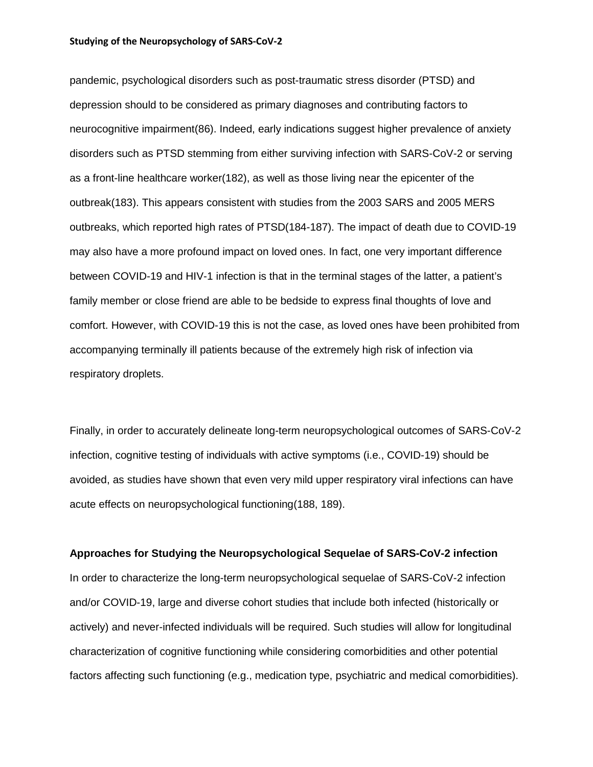pandemic, psychological disorders such as post-traumatic stress disorder (PTSD) and depression should to be considered as primary diagnoses and contributing factors to neurocognitive impairment(86). Indeed, early indications suggest higher prevalence of anxiety disorders such as PTSD stemming from either surviving infection with SARS-CoV-2 or serving as a front-line healthcare worker(182), as well as those living near the epicenter of the outbreak(183). This appears consistent with studies from the 2003 SARS and 2005 MERS outbreaks, which reported high rates of PTSD(184-187). The impact of death due to COVID-19 may also have a more profound impact on loved ones. In fact, one very important difference between COVID-19 and HIV-1 infection is that in the terminal stages of the latter, a patient's family member or close friend are able to be bedside to express final thoughts of love and comfort. However, with COVID-19 this is not the case, as loved ones have been prohibited from accompanying terminally ill patients because of the extremely high risk of infection via respiratory droplets.

Finally, in order to accurately delineate long-term neuropsychological outcomes of SARS-CoV-2 infection, cognitive testing of individuals with active symptoms (i.e., COVID-19) should be avoided, as studies have shown that even very mild upper respiratory viral infections can have acute effects on neuropsychological functioning(188, 189).

### Approaches for Studying the Neuropsychological Sequelae of SARS-CoV-2 infection

In order to characterize the long-term neuropsychological sequelae of SARS-CoV-2 infection and/or COVID-19, large and diverse cohort studies that include both infected (historically or actively) and never-infected individuals will be required. Such studies will allow for longitudinal characterization of cognitive functioning while considering comorbidities and other potential factors affecting such functioning (e.g., medication type, psychiatric and medical comorbidities).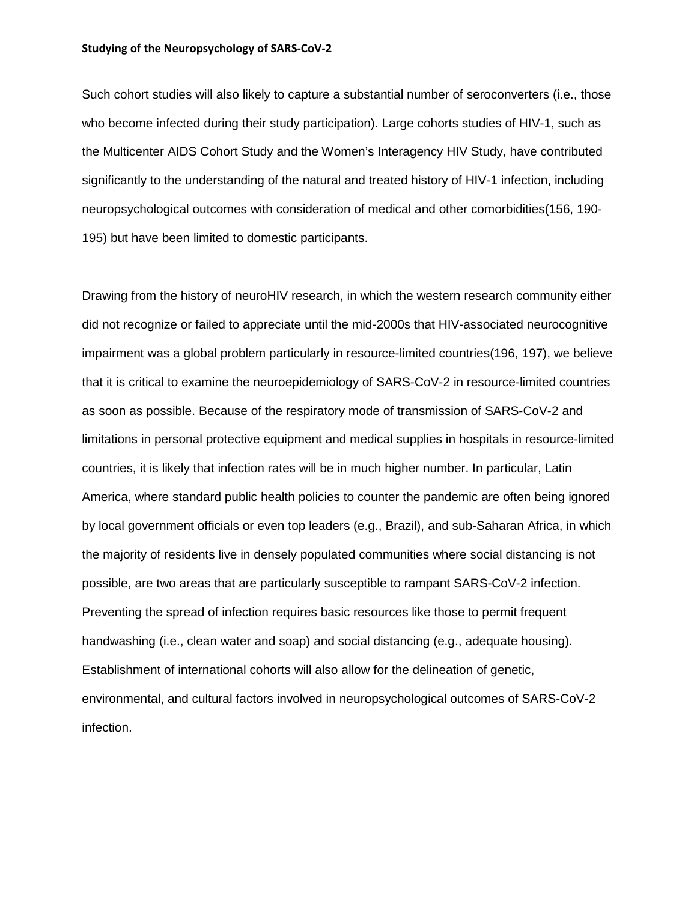Such cohort studies will also likely to capture a substantial number of seroconverters (i.e., those who become infected during their study participation). Large cohorts studies of HIV-1, such as the Multicenter AIDS Cohort Study and the Women's Interagency HIV Study, have contributed significantly to the understanding of the natural and treated history of HIV-1 infection, including neuropsychological outcomes with consideration of medical and other comorbidities(156, 190-195) but have been limited to domestic participants.

Drawing from the history of neuroHIV research, in which the western research community either did not recognize or failed to appreciate until the mid-2000s that HIV-associated neurocognitive impairment was a global problem particularly in resource-limited countries(196, 197), we believe that it is critical to examine the neuroepidemiology of SARS-CoV-2 in resource-limited countries as soon as possible. Because of the respiratory mode of transmission of SARS-CoV-2 and limitations in personal protective equipment and medical supplies in hospitals in resource-limited countries, it is likely that infection rates will be in much higher number. In particular, Latin America, where standard public health policies to counter the pandemic are often being ignored by local government officials or even top leaders (e.g., Brazil), and sub-Saharan Africa, in which the majority of residents live in densely populated communities where social distancing is not possible, are two areas that are particularly susceptible to rampant SARS-CoV-2 infection. Preventing the spread of infection requires basic resources like those to permit frequent handwashing (i.e., clean water and soap) and social distancing (e.g., adequate housing). Establishment of international cohorts will also allow for the delineation of genetic, environmental, and cultural factors involved in neuropsychological outcomes of SARS-CoV-2 infection.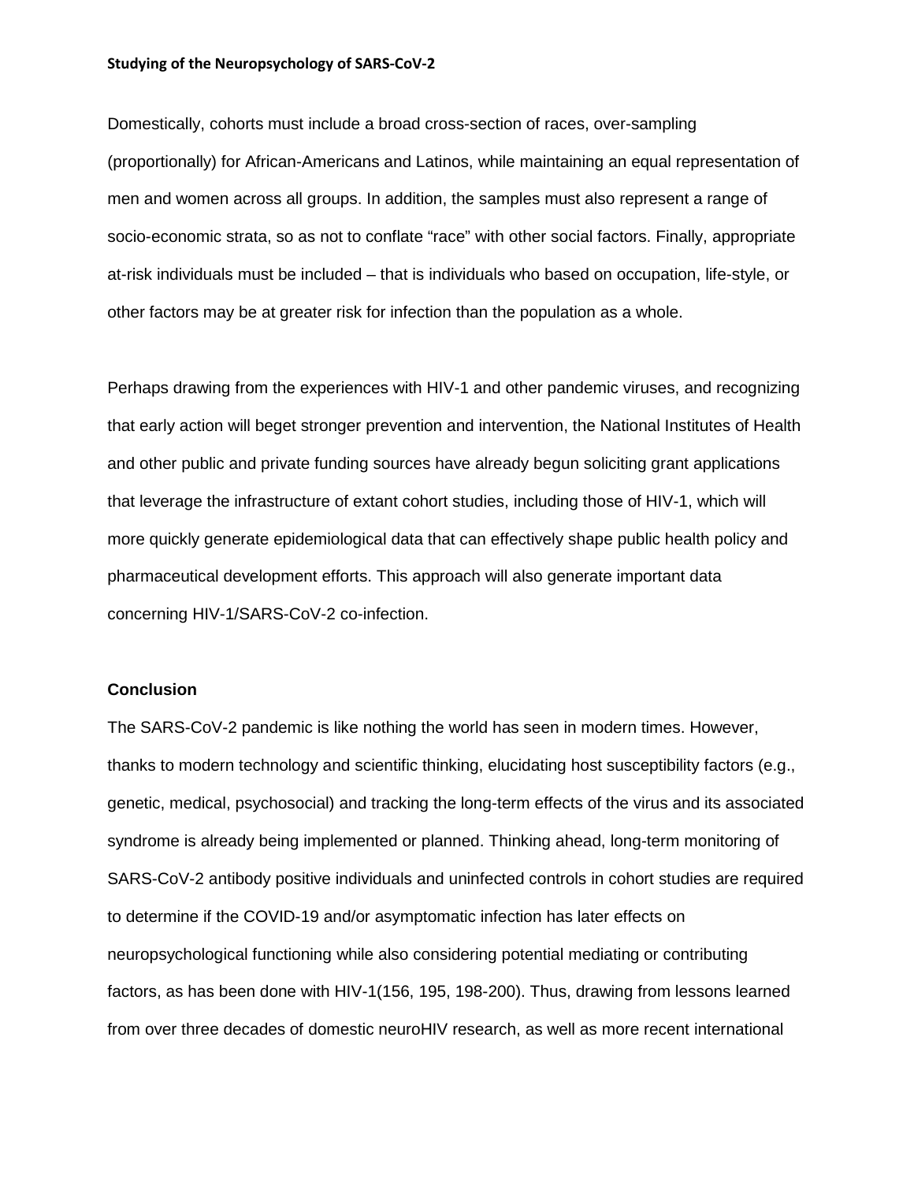Domestically, cohorts must include a broad cross-section of races, over-sampling (proportionally) for African-Americans and Latinos, while maintaining an equal representation of men and women across all groups. In addition, the samples must also represent a range of socio-economic strata, so as not to conflate "race" with other social factors. Finally, appropriate at-risk individuals must be included – that is individuals who based on occupation, life-style, or other factors may be at greater risk for infection than the population as a whole.

Perhaps drawing from the experiences with HIV-1 and other pandemic viruses, and recognizing that early action will beget stronger prevention and intervention, the National Institutes of Health and other public and private funding sources have already begun soliciting grant applications that leverage the infrastructure of extant cohort studies, including those of HIV-1, which will more quickly generate epidemiological data that can effectively shape public health policy and pharmaceutical development efforts. This approach will also generate important data concerning HIV-1/SARS-CoV-2 co-infection.

## Conclusion

The SARS-CoV-2 pandemic is like nothing the world has seen in modern times. However, thanks to modern technology and scientific thinking, elucidating host susceptibility factors (e.g., genetic, medical, psychosocial) and tracking the long-term effects of the virus and its associated syndrome is already being implemented or planned. Thinking ahead, long-term monitoring of SARS-CoV-2 antibody positive individuals and uninfected controls in cohort studies are required to determine if the COVID-19 and/or asymptomatic infection has later effects on neuropsychological functioning while also considering potential mediating or contributing factors, as has been done with HIV-1(156, 195, 198-200). Thus, drawing from lessons learned from over three decades of domestic neuroHIV research, as well as more recent international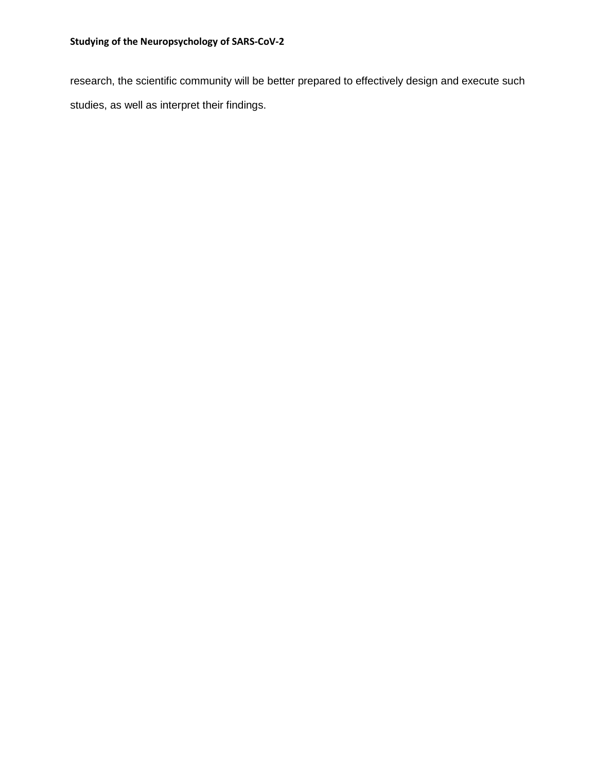research, the scientific community will be better prepared to effectively design and execute such studies, as well as interpret their findings.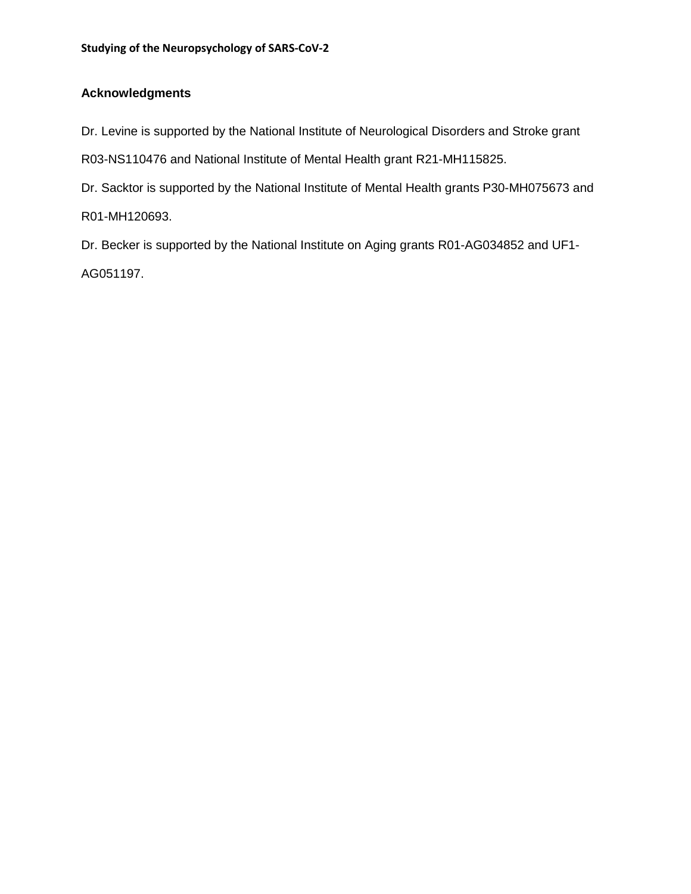## Acknowledgments

Dr. Levine is supported by the National Institute of Neurological Disorders and Stroke grant R03-NS110476 and National Institute of Mental Health grant R21-MH115825.

Dr. Sacktor is supported by the National Institute of Mental Health grants P30-MH075673 and R01-MH120693.

Dr. Becker is supported by the National Institute on Aging grants R01-AG034852 and UF1-AG051197.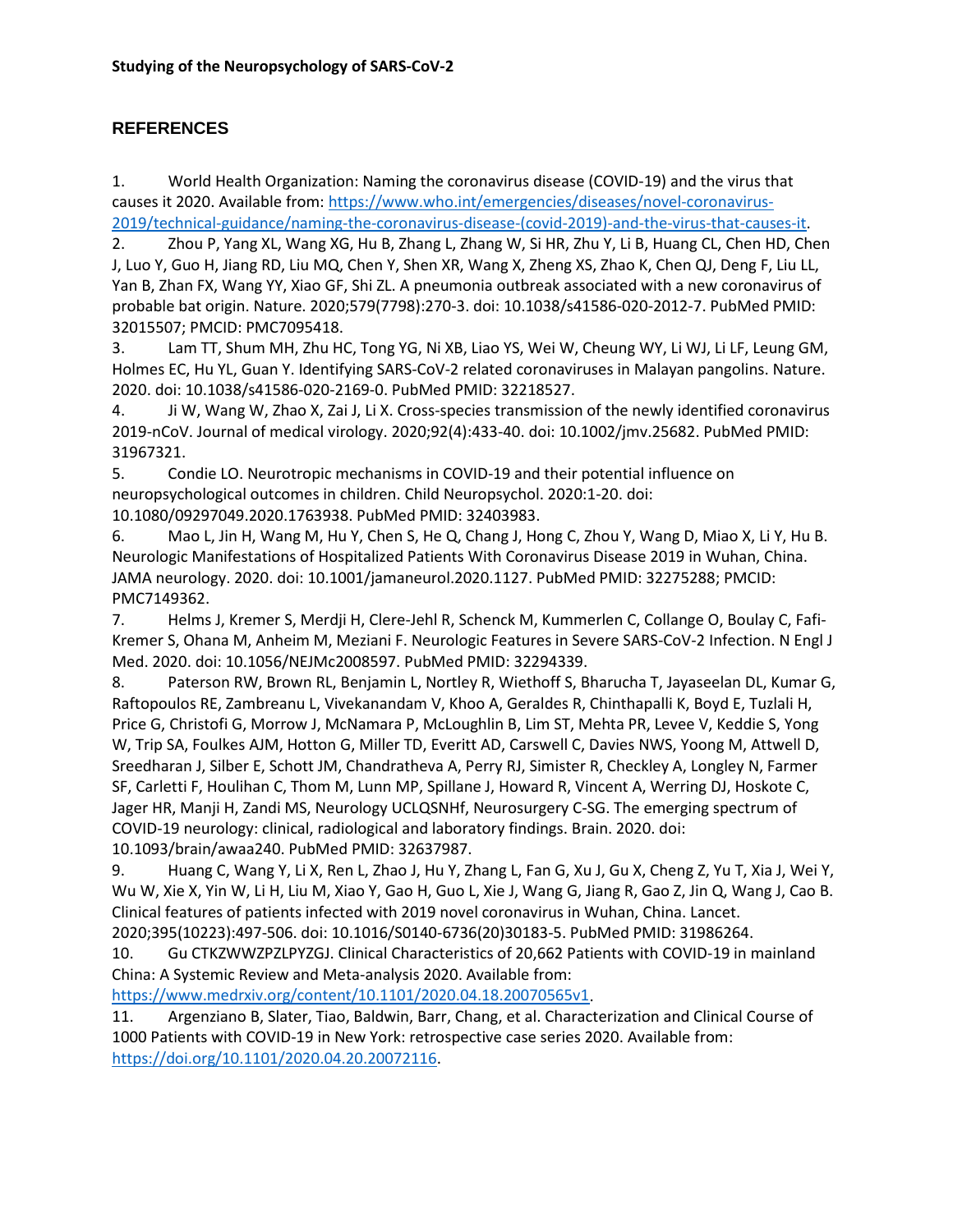## REFERENCES

1. World Health Organization: Naming the coronavirus disease (COVID-19) and the virus that causes it 2020. Available from: https://www.who.int/emergencies/diseases/novel-coronavirus-2019/technical-guidance/naming-the-coronavirus-disease-(covid-2019)-and-the-virus-that-causes-it.
2. Zhou P, Yang XL, Wang XG, Hu B, Zhang L, Zhang W, Si HR, Zhu Y, Li B, Huang CL, Chen HD, Chen J, Luo Y, Guo H, Jiang RD, Liu MQ, Chen Y, Shen XR, Wang X, Zheng XS, Zhao K, Chen QJ, Deng F, Liu LL, Yan B, Zhan FX, Wang YY, Xiao GF, Shi ZL. A pneumonia outbreak associated with a new coronavirus of probable bat origin. Nature. 2020;579(7798):270-3. doi: 10.1038/s41586-020-2012-7. PubMed PMID: 32015507; PMCID: PMC7095418.
3. Lam TT, Shum MH, Zhu HC, Tong YG, Ni XB, Liao YS, Wei W, Cheung WY, Li WJ, Li LF, Leung GM, Holmes EC, Hu YL, Guan Y. Identifying SARS-CoV-2 related coronaviruses in Malayan pangolins. Nature. 2020. doi: 10.1038/s41586-020-2169-0. PubMed PMID: 32218527.
4. Ji W, Wang W, Zhao X, Zai J, Li X. Cross-species transmission of the newly identified coronavirus 2019-nCoV. Journal of medical virology. 2020;92(4):433-40. doi: 10.1002/jmv.25682. PubMed PMID: 31967321.
5. Condie LO. Neurotropic mechanisms in COVID-19 and their potential influence on neuropsychological outcomes in children. Child Neuropsychol. 2020:1-20. doi: 10.1080/09297049.2020.1763938. PubMed PMID: 32403983.
6. Mao L, Jin H, Wang M, Hu Y, Chen S, He Q, Chang J, Hong C, Zhou Y, Wang D, Miao X, Li Y, Hu B. Neurologic Manifestations of Hospitalized Patients With Coronavirus Disease 2019 in Wuhan, China. JAMA neurology. 2020. doi: 10.1001/jamaneurol.2020.1127. PubMed PMID: 32275288; PMCID: PMC7149362.
7. Helms J, Kremer S, Merdji H, Clere-Jehl R, Schenck M, Kummerlen C, Collange O, Boulay C, Fafi-Kremer S, Ohana M, Anheim M, Meziani F. Neurologic Features in Severe SARS-CoV-2 Infection. N Engl J Med. 2020. doi: 10.1056/NEJMc2008597. PubMed PMID: 32294339.
8. Paterson RW, Brown RL, Benjamin L, Nortley R, Wiethoff S, Bharucha T, Jayaseelan DL, Kumar G, Raftopoulos RE, Zambreanu L, Vivekanandam V, Khoo A, Geraldes R, Chinthapalli K, Boyd E, Tuzlali H, Price G, Christofi G, Morrow J, McNamara P, McLoughlin B, Lim ST, Mehta PR, Levee V, Keddie S, Yong W, Trip SA, Foulkes AJM, Hotton G, Miller TD, Everitt AD, Carswell C, Davies NWS, Yoong M, Attwell D, Sreedharan J, Silber E, Schott JM, Chandratheva A, Perry RJ, Simister R, Checkley A, Longley N, Farmer SF, Carletti F, Houlihan C, Thom M, Lunn MP, Spillane J, Howard R, Vincent A, Werring DJ, Hoskote C, Jager HR, Manji H, Zandi MS, Neurology UCLQSNHf, Neurosurgery C-SG. The emerging spectrum of COVID-19 neurology: clinical, radiological and laboratory findings. Brain. 2020. doi: 10.1093/brain/awaa240. PubMed PMID: 32637987.
9. Huang C, Wang Y, Li X, Ren L, Zhao J, Hu Y, Zhang L, Fan G, Xu J, Gu X, Cheng Z, Yu T, Xia J, Wei Y, Wu W, Xie X, Yin W, Li H, Liu M, Xiao Y, Gao H, Guo L, Xie J, Wang G, Jiang R, Gao Z, Jin Q, Wang J, Cao B. Clinical features of patients infected with 2019 novel coronavirus in Wuhan, China. Lancet. 2020;395(10223):497-506. doi: 10.1016/S0140-6736(20)30183-5. PubMed PMID: 31986264.
10. Gu CTKZWWZPZLPYZGJ. Clinical Characteristics of 20,662 Patients with COVID-19 in mainland China: A Systemic Review and Meta-analysis 2020. Available from: https://www.medrxiv.org/content/10.1101/2020.04.18.20070565v1.
11. Argenziano B, Slater, Tiao, Baldwin, Barr, Chang, et al. Characterization and Clinical Course of 1000 Patients with COVID-19 in New York: retrospective case series 2020. Available from: https://doi.org/10.1101/2020.04.20.20072116.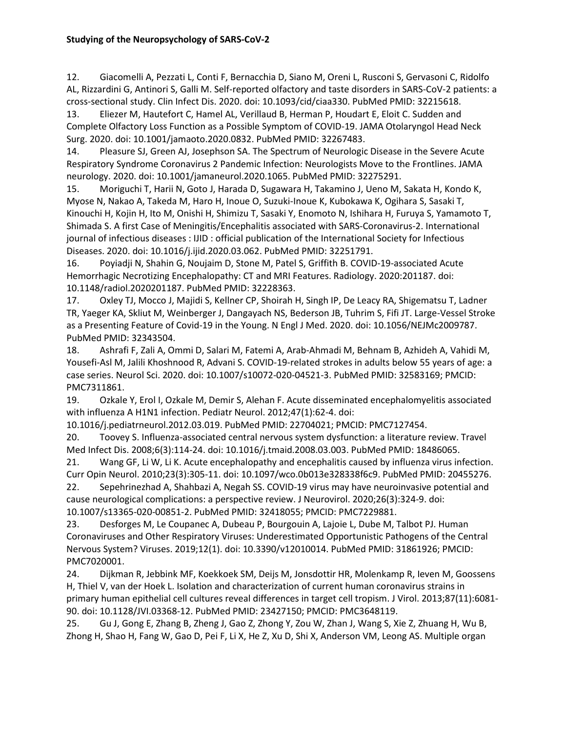12. Giacomelli A, Pezzati L, Conti F, Bernacchia D, Siano M, Oreni L, Rusconi S, Gervasoni C, Ridolfo AL, Rizzardini G, Antinori S, Galli M. Self-reported olfactory and taste disorders in SARS-CoV-2 patients: a cross-sectional study. Clin Infect Dis. 2020. doi: 10.1093/cid/ciaa330. PubMed PMID: 32215618.
13. Eliezer M, Hautefort C, Hamel AL, Verillaud B, Herman P, Houdart E, Eloit C. Sudden and Complete Olfactory Loss Function as a Possible Symptom of COVID-19. JAMA Otolaryngol Head Neck Surg. 2020. doi: 10.1001/jamaoto.2020.0832. PubMed PMID: 32267483.
14. Pleasure SJ, Green AJ, Josephson SA. The Spectrum of Neurologic Disease in the Severe Acute Respiratory Syndrome Coronavirus 2 Pandemic Infection: Neurologists Move to the Frontlines. JAMA neurology. 2020. doi: 10.1001/jamaneurol.2020.1065. PubMed PMID: 32275291.
15. Moriguchi T, Harii N, Goto J, Harada D, Sugawara H, Takamino J, Ueno M, Sakata H, Kondo K, Myose N, Nakao A, Takeda M, Haro H, Inoue O, Suzuki-Inoue K, Kubokawa K, Ogihara S, Sasaki T, Kinouchi H, Kojin H, Ito M, Onishi H, Shimizu T, Sasaki Y, Enomoto N, Ishihara H, Furuya S, Yamamoto T, Shimada S. A first Case of Meningitis/Encephalitis associated with SARS-Coronavirus-2. International journal of infectious diseases : IJID : official publication of the International Society for Infectious Diseases. 2020. doi: 10.1016/j.ijid.2020.03.062. PubMed PMID: 32251791.
16. Poyiadji N, Shahin G, Noujaim D, Stone M, Patel S, Griffith B. COVID-19-associated Acute Hemorrhagic Necrotizing Encephalopathy: CT and MRI Features. Radiology. 2020:201187. doi: 10.1148/radiol.2020201187. PubMed PMID: 32228363.
17. Oxley TJ, Mocco J, Majidi S, Kellner CP, Shoirah H, Singh IP, De Leacy RA, Shigematsu T, Ladner TR, Yaeger KA, Skliut M, Weinberger J, Dangayach NS, Bederson JB, Tuhrim S, Fifi JT. Large-Vessel Stroke as a Presenting Feature of Covid-19 in the Young. N Engl J Med. 2020. doi: 10.1056/NEJMc2009787. PubMed PMID: 32343504.
18. Ashrafi F, Zali A, Ommi D, Salari M, Fatemi A, Arab-Ahmadi M, Behnam B, Azhideh A, Vahidi M, Yousefi-Asl M, Jalili Khoshnood R, Advani S. COVID-19-related strokes in adults below 55 years of age: a case series. Neurol Sci. 2020. doi: 10.1007/s10072-020-04521-3. PubMed PMID: 32583169; PMCID: PMC7311861.
19. Ozkale Y, Erol I, Ozkale M, Demir S, Alehan F. Acute disseminated encephalomyelitis associated with influenza A H1N1 infection. Pediatr Neurol. 2012;47(1):62-4. doi: 10.1016/j.pediatrneurol.2012.03.019. PubMed PMID: 22704021; PMCID: PMC7127454.
20. Toovey S. Influenza-associated central nervous system dysfunction: a literature review. Travel Med Infect Dis. 2008;6(3):114-24. doi: 10.1016/j.tmaid.2008.03.003. PubMed PMID: 18486065.
21. Wang GF, Li W, Li K. Acute encephalopathy and encephalitis caused by influenza virus infection. Curr Opin Neurol. 2010;23(3):305-11. doi: 10.1097/wco.0b013e328338f6c9. PubMed PMID: 20455276.
22. Sepehrinezhad A, Shahbazi A, Negah SS. COVID-19 virus may have neuroinvasive potential and cause neurological complications: a perspective review. J Neurovirol. 2020;26(3):324-9. doi: 10.1007/s13365-020-00851-2. PubMed PMID: 32418055; PMCID: PMC7229881.
23. Desforges M, Le Coupanec A, Dubeau P, Bourgouin A, Lajoie L, Dube M, Talbot PJ. Human Coronaviruses and Other Respiratory Viruses: Underestimated Opportunistic Pathogens of the Central Nervous System? Viruses. 2019;12(1). doi: 10.3390/v12010014. PubMed PMID: 31861926; PMCID: PMC7020001.
24. Dijkman R, Jebbink MF, Koekkoek SM, Deijs M, Jonsdottir HR, Molenkamp R, Ieven M, Goossens H, Thiel V, van der Hoek L. Isolation and characterization of current human coronavirus strains in primary human epithelial cell cultures reveal differences in target cell tropism. J Virol. 2013;87(11):6081-90. doi: 10.1128/JVI.03368-12. PubMed PMID: 23427150; PMCID: PMC3648119.
25. Gu J, Gong E, Zhang B, Zheng J, Gao Z, Zhong Y, Zou W, Zhan J, Wang S, Xie Z, Zhuang H, Wu B, Zhong H, Shao H, Fang W, Gao D, Pei F, Li X, He Z, Xu D, Shi X, Anderson VM, Leong AS. Multiple organ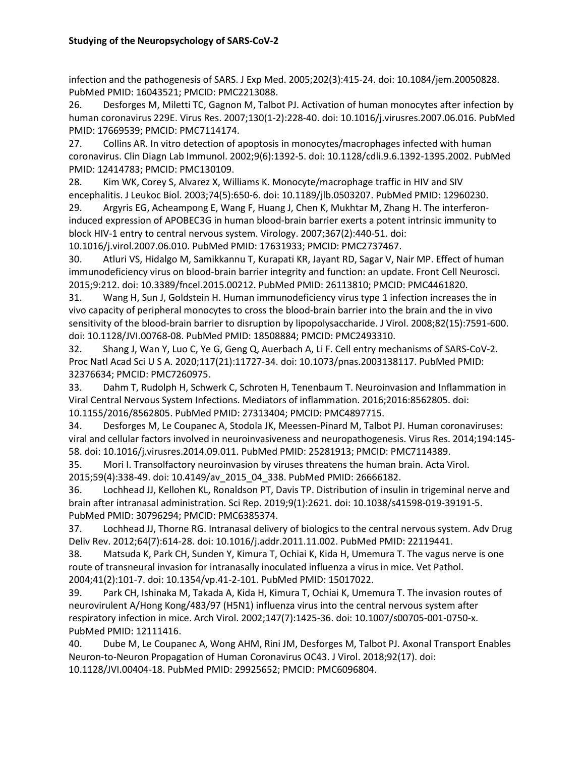infection and the pathogenesis of SARS. J Exp Med. 2005;202(3):415-24. doi: 10.1084/jem.20050828. PubMed PMID: 16043521; PMCID: PMC2213088.

26. Desforges M, Miletti TC, Gagnon M, Talbot PJ. Activation of human monocytes after infection by human coronavirus 229E. Virus Res. 2007;130(1-2):228-40. doi: 10.1016/j.virusres.2007.06.016. PubMed PMID: 17669539; PMCID: PMC7114174.

27. Collins AR. In vitro detection of apoptosis in monocytes/macrophages infected with human coronavirus. Clin Diagn Lab Immunol. 2002;9(6):1392-5. doi: 10.1128/cdli.9.6.1392-1395.2002. PubMed PMID: 12414783; PMCID: PMC130109.

28. Kim WK, Corey S, Alvarez X, Williams K. Monocyte/macrophage traffic in HIV and SIV encephalitis. J Leukoc Biol. 2003;74(5):650-6. doi: 10.1189/jlb.0503207. PubMed PMID: 12960230.

29. Argyris EG, Acheampong E, Wang F, Huang J, Chen K, Mukhtar M, Zhang H. The interferon-induced expression of APOBEC3G in human blood-brain barrier exerts a potent intrinsic immunity to block HIV-1 entry to central nervous system. Virology. 2007;367(2):440-51. doi: 10.1016/j.virol.2007.06.010. PubMed PMID: 17631933; PMCID: PMC2737467.

30. Atluri VS, Hidalgo M, Samikkannu T, Kurapati KR, Jayant RD, Sagar V, Nair MP. Effect of human immunodeficiency virus on blood-brain barrier integrity and function: an update. Front Cell Neurosci. 2015;9:212. doi: 10.3389/fncel.2015.00212. PubMed PMID: 26113810; PMCID: PMC4461820.

31. Wang H, Sun J, Goldstein H. Human immunodeficiency virus type 1 infection increases the in vivo capacity of peripheral monocytes to cross the blood-brain barrier into the brain and the in vivo sensitivity of the blood-brain barrier to disruption by lipopolysaccharide. J Virol. 2008;82(15):7591-600. doi: 10.1128/JVI.00768-08. PubMed PMID: 18508884; PMCID: PMC2493310.

32. Shang J, Wan Y, Luo C, Ye G, Geng Q, Auerbach A, Li F. Cell entry mechanisms of SARS-CoV-2. Proc Natl Acad Sci U S A. 2020;117(21):11727-34. doi: 10.1073/pnas.2003138117. PubMed PMID: 32376634; PMCID: PMC7260975.

33. Dahm T, Rudolph H, Schwerk C, Schroten H, Tenenbaum T. Neuroinvasion and Inflammation in Viral Central Nervous System Infections. Mediators of inflammation. 2016;2016:8562805. doi: 10.1155/2016/8562805. PubMed PMID: 27313404; PMCID: PMC4897715.

34. Desforges M, Le Coupanec A, Stodola JK, Meessen-Pinard M, Talbot PJ. Human coronaviruses: viral and cellular factors involved in neuroinvasiveness and neuropathogenesis. Virus Res. 2014;194:145-58. doi: 10.1016/j.virusres.2014.09.011. PubMed PMID: 25281913; PMCID: PMC7114389.

35. Mori I. Transolfactory neuroinvasion by viruses threatens the human brain. Acta Virol. 2015;59(4):338-49. doi: 10.4149/av_2015_04_338. PubMed PMID: 26666182.

36. Lochhead JJ, Kellohen KL, Ronaldson PT, Davis TP. Distribution of insulin in trigeminal nerve and brain after intranasal administration. Sci Rep. 2019;9(1):2621. doi: 10.1038/s41598-019-39191-5. PubMed PMID: 30796294; PMCID: PMC6385374.

37. Lochhead JJ, Thorne RG. Intranasal delivery of biologics to the central nervous system. Adv Drug Deliv Rev. 2012;64(7):614-28. doi: 10.1016/j.addr.2011.11.002. PubMed PMID: 22119441.

38. Matsuda K, Park CH, Sunden Y, Kimura T, Ochiai K, Kida H, Umemura T. The vagus nerve is one route of transneural invasion for intranasally inoculated influenza a virus in mice. Vet Pathol. 2004;41(2):101-7. doi: 10.1354/vp.41-2-101. PubMed PMID: 15017022.

39. Park CH, Ishinaka M, Takada A, Kida H, Kimura T, Ochiai K, Umemura T. The invasion routes of neurovirulent A/Hong Kong/483/97 (H5N1) influenza virus into the central nervous system after respiratory infection in mice. Arch Virol. 2002;147(7):1425-36. doi: 10.1007/s00705-001-0750-x. PubMed PMID: 12111416.

40. Dube M, Le Coupanec A, Wong AHM, Rini JM, Desforges M, Talbot PJ. Axonal Transport Enables Neuron-to-Neuron Propagation of Human Coronavirus OC43. J Virol. 2018;92(17). doi: 10.1128/JVI.00404-18. PubMed PMID: 29925652; PMCID: PMC6096804.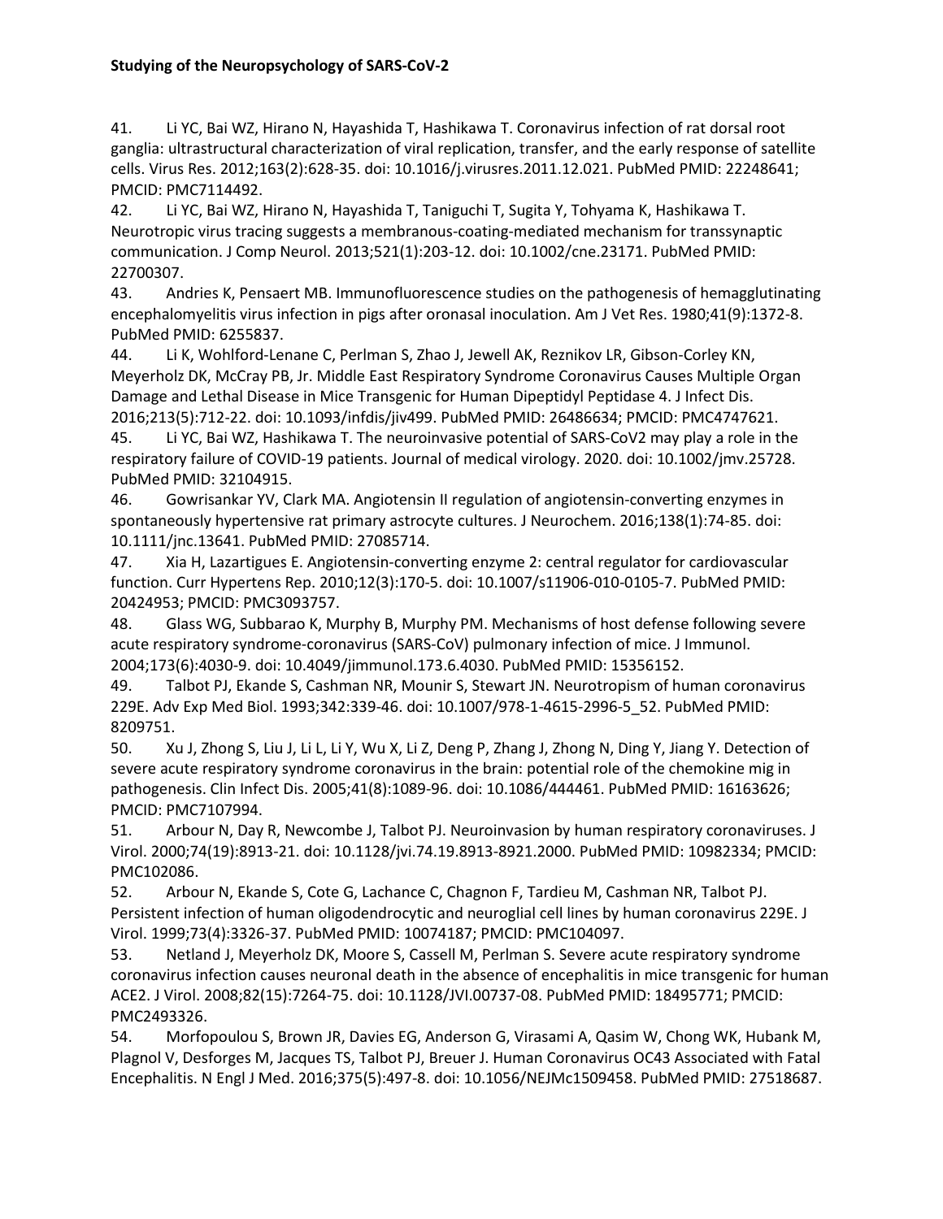41. Li YC, Bai WZ, Hirano N, Hayashida T, Hashikawa T. Coronavirus infection of rat dorsal root ganglia: ultrastructural characterization of viral replication, transfer, and the early response of satellite cells. Virus Res. 2012;163(2):628-35. doi: 10.1016/j.virusres.2011.12.021. PubMed PMID: 22248641; PMCID: PMC7114492.

42. Li YC, Bai WZ, Hirano N, Hayashida T, Taniguchi T, Sugita Y, Tohyama K, Hashikawa T. Neurotropic virus tracing suggests a membranous-coating-mediated mechanism for transsynaptic communication. J Comp Neurol. 2013;521(1):203-12. doi: 10.1002/cne.23171. PubMed PMID: 22700307.

43. Andries K, Pensaert MB. Immunofluorescence studies on the pathogenesis of hemagglutinating encephalomyelitis virus infection in pigs after oronasal inoculation. Am J Vet Res. 1980;41(9):1372-8. PubMed PMID: 6255837.

44. Li K, Wohlford-Lenane C, Perlman S, Zhao J, Jewell AK, Reznikov LR, Gibson-Corley KN, Meyerholz DK, McCray PB, Jr. Middle East Respiratory Syndrome Coronavirus Causes Multiple Organ Damage and Lethal Disease in Mice Transgenic for Human Dipeptidyl Peptidase 4. J Infect Dis. 2016;213(5):712-22. doi: 10.1093/infdis/jiv499. PubMed PMID: 26486634; PMCID: PMC4747621.

45. Li YC, Bai WZ, Hashikawa T. The neuroinvasive potential of SARS-CoV2 may play a role in the respiratory failure of COVID-19 patients. Journal of medical virology. 2020. doi: 10.1002/jmv.25728. PubMed PMID: 32104915.

46. Gowrisankar YV, Clark MA. Angiotensin II regulation of angiotensin-converting enzymes in spontaneously hypertensive rat primary astrocyte cultures. J Neurochem. 2016;138(1):74-85. doi: 10.1111/jnc.13641. PubMed PMID: 27085714.

47. Xia H, Lazartigues E. Angiotensin-converting enzyme 2: central regulator for cardiovascular function. Curr Hypertens Rep. 2010;12(3):170-5. doi: 10.1007/s11906-010-0105-7. PubMed PMID: 20424953; PMCID: PMC3093757.

48. Glass WG, Subbarao K, Murphy B, Murphy PM. Mechanisms of host defense following severe acute respiratory syndrome-coronavirus (SARS-CoV) pulmonary infection of mice. J Immunol. 2004;173(6):4030-9. doi: 10.4049/jimmunol.173.6.4030. PubMed PMID: 15356152.

49. Talbot PJ, Ekande S, Cashman NR, Mounir S, Stewart JN. Neurotropism of human coronavirus 229E. Adv Exp Med Biol. 1993;342:339-46. doi: 10.1007/978-1-4615-2996-5_52. PubMed PMID: 8209751.

50. Xu J, Zhong S, Liu J, Li L, Li Y, Wu X, Li Z, Deng P, Zhang J, Zhong N, Ding Y, Jiang Y. Detection of severe acute respiratory syndrome coronavirus in the brain: potential role of the chemokine mig in pathogenesis. Clin Infect Dis. 2005;41(8):1089-96. doi: 10.1086/444461. PubMed PMID: 16163626; PMCID: PMC7107994.

51. Arbour N, Day R, Newcombe J, Talbot PJ. Neuroinvasion by human respiratory coronaviruses. J Virol. 2000;74(19):8913-21. doi: 10.1128/jvi.74.19.8913-8921.2000. PubMed PMID: 10982334; PMCID: PMC102086.

52. Arbour N, Ekande S, Cote G, Lachance C, Chagnon F, Tardieu M, Cashman NR, Talbot PJ. Persistent infection of human oligodendrocytic and neuroglial cell lines by human coronavirus 229E. J Virol. 1999;73(4):3326-37. PubMed PMID: 10074187; PMCID: PMC104097.

53. Netland J, Meyerholz DK, Moore S, Cassell M, Perlman S. Severe acute respiratory syndrome coronavirus infection causes neuronal death in the absence of encephalitis in mice transgenic for human ACE2. J Virol. 2008;82(15):7264-75. doi: 10.1128/JVI.00737-08. PubMed PMID: 18495771; PMCID: PMC2493326.

54. Morfopoulou S, Brown JR, Davies EG, Anderson G, Virasami A, Qasim W, Chong WK, Hubank M, Plagnol V, Desforges M, Jacques TS, Talbot PJ, Breuer J. Human Coronavirus OC43 Associated with Fatal Encephalitis. N Engl J Med. 2016;375(5):497-8. doi: 10.1056/NEJMc1509458. PubMed PMID: 27518687.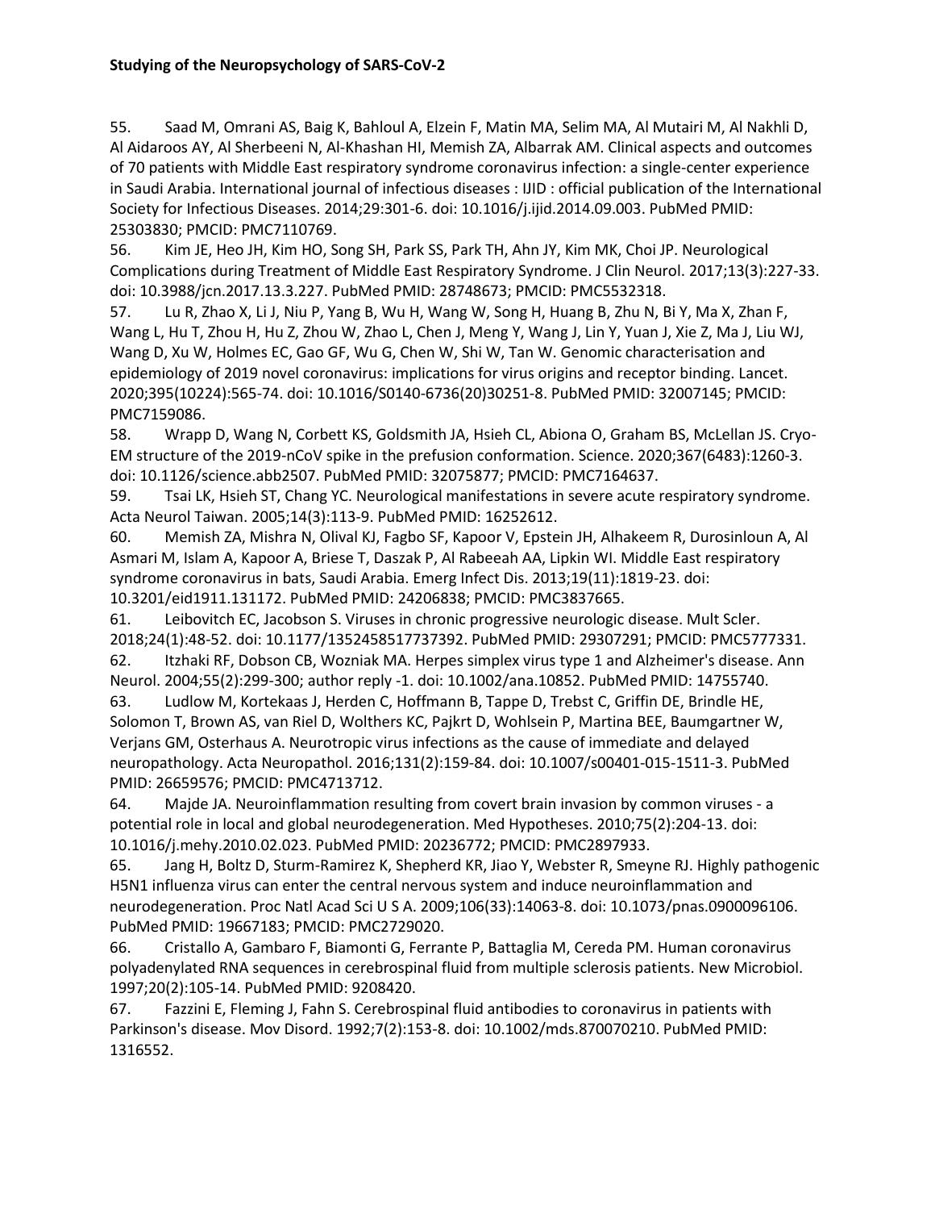55. Saad M, Omrani AS, Baig K, Bahloul A, Elzein F, Matin MA, Selim MA, Al Mutairi M, Al Nakhli D, Al Aidaroos AY, Al Sherbeeni N, Al-Khashan HI, Memish ZA, Albarrak AM. Clinical aspects and outcomes of 70 patients with Middle East respiratory syndrome coronavirus infection: a single-center experience in Saudi Arabia. International journal of infectious diseases : IJID : official publication of the International Society for Infectious Diseases. 2014;29:301-6. doi: 10.1016/j.ijid.2014.09.003. PubMed PMID: 25303830; PMCID: PMC7110769.

56. Kim JE, Heo JH, Kim HO, Song SH, Park SS, Park TH, Ahn JY, Kim MK, Choi JP. Neurological Complications during Treatment of Middle East Respiratory Syndrome. J Clin Neurol. 2017;13(3):227-33. doi: 10.3988/jcn.2017.13.3.227. PubMed PMID: 28748673; PMCID: PMC5532318.

57. Lu R, Zhao X, Li J, Niu P, Yang B, Wu H, Wang W, Song H, Huang B, Zhu N, Bi Y, Ma X, Zhan F, Wang L, Hu T, Zhou H, Hu Z, Zhou W, Zhao L, Chen J, Meng Y, Wang J, Lin Y, Yuan J, Xie Z, Ma J, Liu WJ, Wang D, Xu W, Holmes EC, Gao GF, Wu G, Chen W, Shi W, Tan W. Genomic characterisation and epidemiology of 2019 novel coronavirus: implications for virus origins and receptor binding. Lancet. 2020;395(10224):565-74. doi: 10.1016/S0140-6736(20)30251-8. PubMed PMID: 32007145; PMCID: PMC7159086.

58. Wrapp D, Wang N, Corbett KS, Goldsmith JA, Hsieh CL, Abiona O, Graham BS, McLellan JS. Cryo-EM structure of the 2019-nCoV spike in the prefusion conformation. Science. 2020;367(6483):1260-3. doi: 10.1126/science.abb2507. PubMed PMID: 32075877; PMCID: PMC7164637.

59. Tsai LK, Hsieh ST, Chang YC. Neurological manifestations in severe acute respiratory syndrome. Acta Neurol Taiwan. 2005;14(3):113-9. PubMed PMID: 16252612.

60. Memish ZA, Mishra N, Olival KJ, Fagbo SF, Kapoor V, Epstein JH, Alhakeem R, Durosinloun A, Al Asmari M, Islam A, Kapoor A, Briese T, Daszak P, Al Rabeeah AA, Lipkin WI. Middle East respiratory syndrome coronavirus in bats, Saudi Arabia. Emerg Infect Dis. 2013;19(11):1819-23. doi: 10.3201/eid1911.131172. PubMed PMID: 24206838; PMCID: PMC3837665.

61. Leibovitch EC, Jacobson S. Viruses in chronic progressive neurologic disease. Mult Scler. 2018;24(1):48-52. doi: 10.1177/1352458517737392. PubMed PMID: 29307291; PMCID: PMC5777331.

62. Itzhaki RF, Dobson CB, Wozniak MA. Herpes simplex virus type 1 and Alzheimer's disease. Ann Neurol. 2004;55(2):299-300; author reply -1. doi: 10.1002/ana.10852. PubMed PMID: 14755740.

63. Ludlow M, Kortekaas J, Herden C, Hoffmann B, Tappe D, Trebst C, Griffin DE, Brindle HE, Solomon T, Brown AS, van Riel D, Wolthers KC, Pajkrt D, Wohlsein P, Martina BEE, Baumgartner W, Verjans GM, Osterhaus A. Neurotropic virus infections as the cause of immediate and delayed neuropathology. Acta Neuropathol. 2016;131(2):159-84. doi: 10.1007/s00401-015-1511-3. PubMed PMID: 26659576; PMCID: PMC4713712.

64. Majde JA. Neuroinflammation resulting from covert brain invasion by common viruses - a potential role in local and global neurodegeneration. Med Hypotheses. 2010;75(2):204-13. doi: 10.1016/j.mehy.2010.02.023. PubMed PMID: 20236772; PMCID: PMC2897933.

65. Jang H, Boltz D, Sturm-Ramirez K, Shepherd KR, Jiao Y, Webster R, Smeyne RJ. Highly pathogenic H5N1 influenza virus can enter the central nervous system and induce neuroinflammation and neurodegeneration. Proc Natl Acad Sci U S A. 2009;106(33):14063-8. doi: 10.1073/pnas.0900096106. PubMed PMID: 19667183; PMCID: PMC2729020.

66. Cristallo A, Gambaro F, Biamonti G, Ferrante P, Battaglia M, Cereda PM. Human coronavirus polyadenylated RNA sequences in cerebrospinal fluid from multiple sclerosis patients. New Microbiol. 1997;20(2):105-14. PubMed PMID: 9208420.

67. Fazzini E, Fleming J, Fahn S. Cerebrospinal fluid antibodies to coronavirus in patients with Parkinson's disease. Mov Disord. 1992;7(2):153-8. doi: 10.1002/mds.870070210. PubMed PMID: 1316552.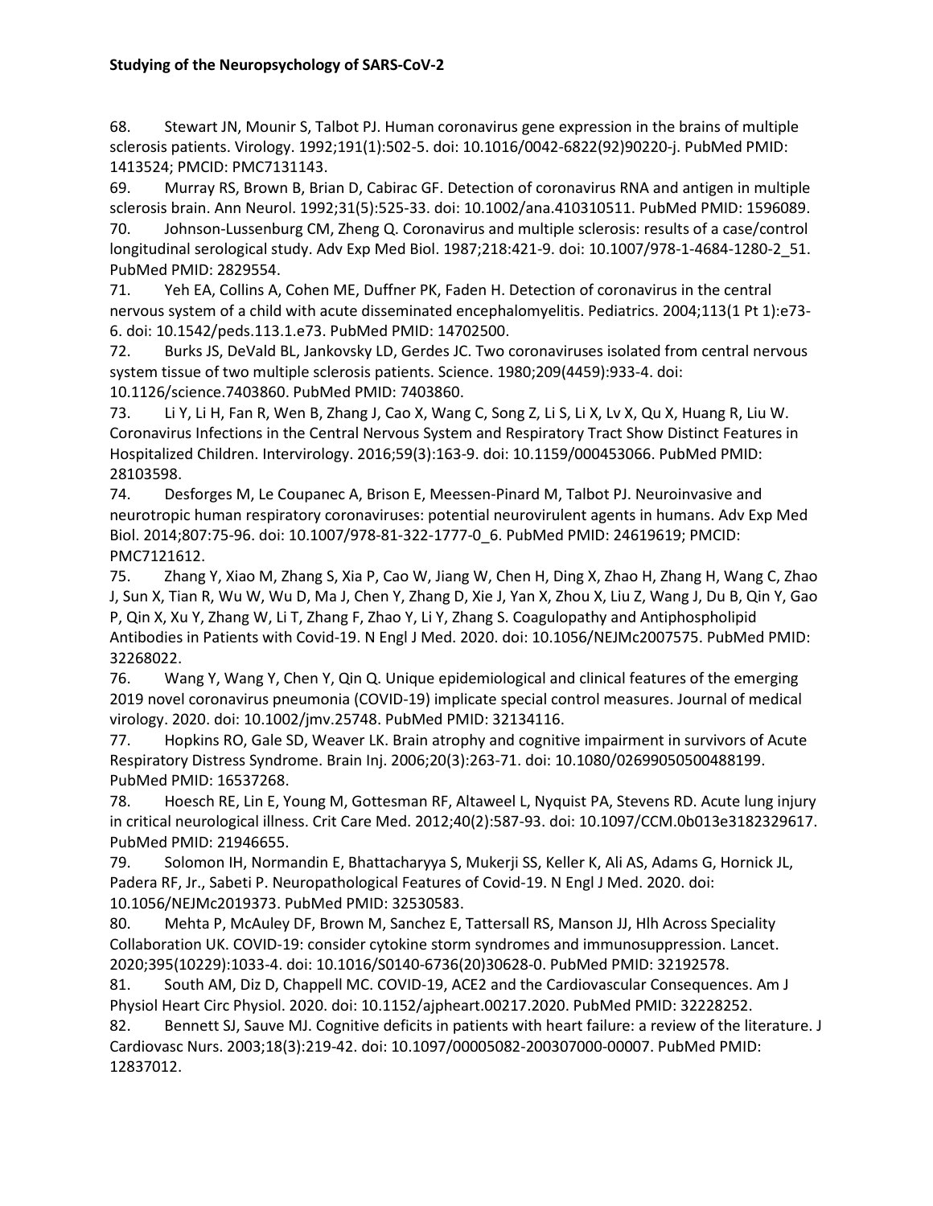68. Stewart JN, Mounir S, Talbot PJ. Human coronavirus gene expression in the brains of multiple sclerosis patients. Virology. 1992;191(1):502-5. doi: 10.1016/0042-6822(92)90220-j. PubMed PMID: 1413524; PMCID: PMC7131143.

69. Murray RS, Brown B, Brian D, Cabirac GF. Detection of coronavirus RNA and antigen in multiple sclerosis brain. Ann Neurol. 1992;31(5):525-33. doi: 10.1002/ana.410310511. PubMed PMID: 1596089.

70. Johnson-Lussenburg CM, Zheng Q. Coronavirus and multiple sclerosis: results of a case/control longitudinal serological study. Adv Exp Med Biol. 1987;218:421-9. doi: 10.1007/978-1-4684-1280-2_51. PubMed PMID: 2829554.

71. Yeh EA, Collins A, Cohen ME, Duffner PK, Faden H. Detection of coronavirus in the central nervous system of a child with acute disseminated encephalomyelitis. Pediatrics. 2004;113(1 Pt 1):e73-6. doi: 10.1542/peds.113.1.e73. PubMed PMID: 14702500.

72. Burks JS, DeVald BL, Jankovsky LD, Gerdes JC. Two coronaviruses isolated from central nervous system tissue of two multiple sclerosis patients. Science. 1980;209(4459):933-4. doi: 10.1126/science.7403860. PubMed PMID: 7403860.

73. Li Y, Li H, Fan R, Wen B, Zhang J, Cao X, Wang C, Song Z, Li S, Li X, Lv X, Qu X, Huang R, Liu W. Coronavirus Infections in the Central Nervous System and Respiratory Tract Show Distinct Features in Hospitalized Children. Intervirology. 2016;59(3):163-9. doi: 10.1159/000453066. PubMed PMID: 28103598.

74. Desforges M, Le Coupanec A, Brison E, Meessen-Pinard M, Talbot PJ. Neuroinvasive and neurotropic human respiratory coronaviruses: potential neurovirulent agents in humans. Adv Exp Med Biol. 2014;807:75-96. doi: 10.1007/978-81-322-1777-0_6. PubMed PMID: 24619619; PMCID: PMC7121612.

75. Zhang Y, Xiao M, Zhang S, Xia P, Cao W, Jiang W, Chen H, Ding X, Zhao H, Zhang H, Wang C, Zhao J, Sun X, Tian R, Wu W, Wu D, Ma J, Chen Y, Zhang D, Xie J, Yan X, Zhou X, Liu Z, Wang J, Du B, Qin Y, Gao P, Qin X, Xu Y, Zhang W, Li T, Zhang F, Zhao Y, Li Y, Zhang S. Coagulopathy and Antiphospholipid Antibodies in Patients with Covid-19. N Engl J Med. 2020. doi: 10.1056/NEJMc2007575. PubMed PMID: 32268022.

76. Wang Y, Wang Y, Chen Y, Qin Q. Unique epidemiological and clinical features of the emerging 2019 novel coronavirus pneumonia (COVID-19) implicate special control measures. Journal of medical virology. 2020. doi: 10.1002/jmv.25748. PubMed PMID: 32134116.

77. Hopkins RO, Gale SD, Weaver LK. Brain atrophy and cognitive impairment in survivors of Acute Respiratory Distress Syndrome. Brain Inj. 2006;20(3):263-71. doi: 10.1080/02699050500488199. PubMed PMID: 16537268.

78. Hoesch RE, Lin E, Young M, Gottesman RF, Altaweel L, Nyquist PA, Stevens RD. Acute lung injury in critical neurological illness. Crit Care Med. 2012;40(2):587-93. doi: 10.1097/CCM.0b013e3182329617. PubMed PMID: 21946655.

79. Solomon IH, Normandin E, Bhattacharyya S, Mukerji SS, Keller K, Ali AS, Adams G, Hornick JL, Padera RF, Jr., Sabeti P. Neuropathological Features of Covid-19. N Engl J Med. 2020. doi: 10.1056/NEJMc2019373. PubMed PMID: 32530583.

80. Mehta P, McAuley DF, Brown M, Sanchez E, Tattersall RS, Manson JJ, Hlh Across Speciality Collaboration UK. COVID-19: consider cytokine storm syndromes and immunosuppression. Lancet. 2020;395(10229):1033-4. doi: 10.1016/S0140-6736(20)30628-0. PubMed PMID: 32192578.

81. South AM, Diz D, Chappell MC. COVID-19, ACE2 and the Cardiovascular Consequences. Am J Physiol Heart Circ Physiol. 2020. doi: 10.1152/ajpheart.00217.2020. PubMed PMID: 32228252.

82. Bennett SJ, Sauve MJ. Cognitive deficits in patients with heart failure: a review of the literature. J Cardiovasc Nurs. 2003;18(3):219-42. doi: 10.1097/00005082-200307000-00007. PubMed PMID: 12837012.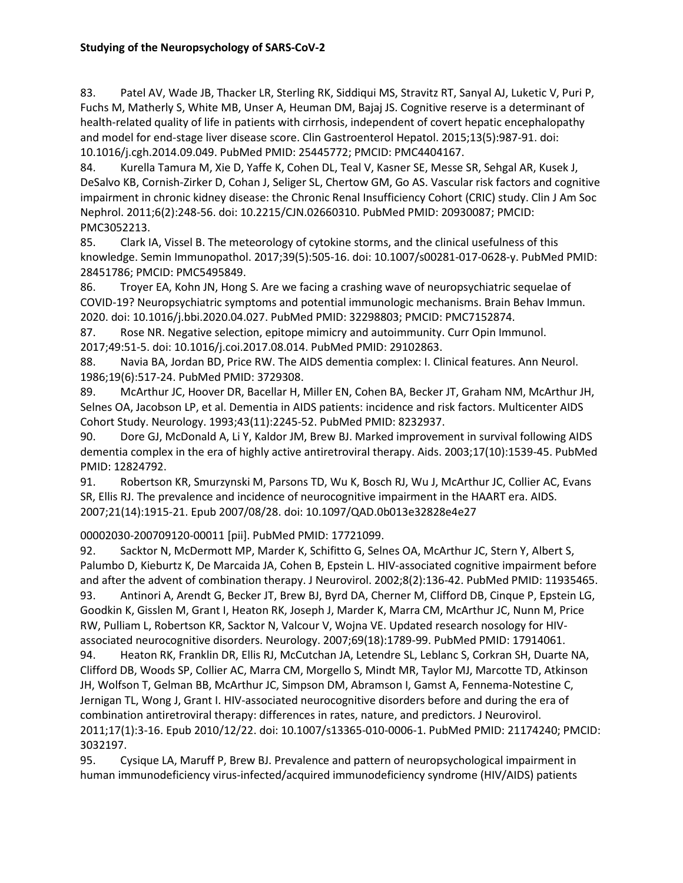83. Patel AV, Wade JB, Thacker LR, Sterling RK, Siddiqui MS, Stravitz RT, Sanyal AJ, Luketic V, Puri P, Fuchs M, Matherly S, White MB, Unser A, Heuman DM, Bajaj JS. Cognitive reserve is a determinant of health-related quality of life in patients with cirrhosis, independent of covert hepatic encephalopathy and model for end-stage liver disease score. Clin Gastroenterol Hepatol. 2015;13(5):987-91. doi: 10.1016/j.cgh.2014.09.049. PubMed PMID: 25445772; PMCID: PMC4404167.

84. Kurella Tamura M, Xie D, Yaffe K, Cohen DL, Teal V, Kasner SE, Messe SR, Sehgal AR, Kusek J, DeSalvo KB, Cornish-Zirker D, Cohan J, Seliger SL, Chertow GM, Go AS. Vascular risk factors and cognitive impairment in chronic kidney disease: the Chronic Renal Insufficiency Cohort (CRIC) study. Clin J Am Soc Nephrol. 2011;6(2):248-56. doi: 10.2215/CJN.02660310. PubMed PMID: 20930087; PMCID: PMC3052213.

85. Clark IA, Vissel B. The meteorology of cytokine storms, and the clinical usefulness of this knowledge. Semin Immunopathol. 2017;39(5):505-16. doi: 10.1007/s00281-017-0628-y. PubMed PMID: 28451786; PMCID: PMC5495849.

86. Troyer EA, Kohn JN, Hong S. Are we facing a crashing wave of neuropsychiatric sequelae of COVID-19? Neuropsychiatric symptoms and potential immunologic mechanisms. Brain Behav Immun. 2020. doi: 10.1016/j.bbi.2020.04.027. PubMed PMID: 32298803; PMCID: PMC7152874.

87. Rose NR. Negative selection, epitope mimicry and autoimmunity. Curr Opin Immunol. 2017;49:51-5. doi: 10.1016/j.coi.2017.08.014. PubMed PMID: 29102863.

88. Navia BA, Jordan BD, Price RW. The AIDS dementia complex: I. Clinical features. Ann Neurol. 1986;19(6):517-24. PubMed PMID: 3729308.

89. McArthur JC, Hoover DR, Bacellar H, Miller EN, Cohen BA, Becker JT, Graham NM, McArthur JH, Selnes OA, Jacobson LP, et al. Dementia in AIDS patients: incidence and risk factors. Multicenter AIDS Cohort Study. Neurology. 1993;43(11):2245-52. PubMed PMID: 8232937.

90. Dore GJ, McDonald A, Li Y, Kaldor JM, Brew BJ. Marked improvement in survival following AIDS dementia complex in the era of highly active antiretroviral therapy. Aids. 2003;17(10):1539-45. PubMed PMID: 12824792.

91. Robertson KR, Smurzynski M, Parsons TD, Wu K, Bosch RJ, Wu J, McArthur JC, Collier AC, Evans SR, Ellis RJ. The prevalence and incidence of neurocognitive impairment in the HAART era. AIDS. 2007;21(14):1915-21. Epub 2007/08/28. doi: 10.1097/QAD.0b013e32828e4e27

00002030-200709120-00011 [pii]. PubMed PMID: 17721099.

92. Sacktor N, McDermott MP, Marder K, Schifitto G, Selnes OA, McArthur JC, Stern Y, Albert S, Palumbo D, Kieburtz K, De Marcaida JA, Cohen B, Epstein L. HIV-associated cognitive impairment before and after the advent of combination therapy. J Neurovirol. 2002;8(2):136-42. PubMed PMID: 11935465.

93. Antinori A, Arendt G, Becker JT, Brew BJ, Byrd DA, Cherner M, Clifford DB, Cinque P, Epstein LG, Goodkin K, Gisslen M, Grant I, Heaton RK, Joseph J, Marder K, Marra CM, McArthur JC, Nunn M, Price RW, Pulliam L, Robertson KR, Sacktor N, Valcour V, Wojna VE. Updated research nosology for HIV-associated neurocognitive disorders. Neurology. 2007;69(18):1789-99. PubMed PMID: 17914061.

94. Heaton RK, Franklin DR, Ellis RJ, McCutchan JA, Letendre SL, Leblanc S, Corkran SH, Duarte NA, Clifford DB, Woods SP, Collier AC, Marra CM, Morgello S, Mindt MR, Taylor MJ, Marcotte TD, Atkinson JH, Wolfson T, Gelman BB, McArthur JC, Simpson DM, Abramson I, Gamst A, Fennema-Notestine C, Jernigan TL, Wong J, Grant I. HIV-associated neurocognitive disorders before and during the era of combination antiretroviral therapy: differences in rates, nature, and predictors. J Neurovirol. 2011;17(1):3-16. Epub 2010/12/22. doi: 10.1007/s13365-010-0006-1. PubMed PMID: 21174240; PMCID: 3032197.

95. Cysique LA, Maruff P, Brew BJ. Prevalence and pattern of neuropsychological impairment in human immunodeficiency virus-infected/acquired immunodeficiency syndrome (HIV/AIDS) patients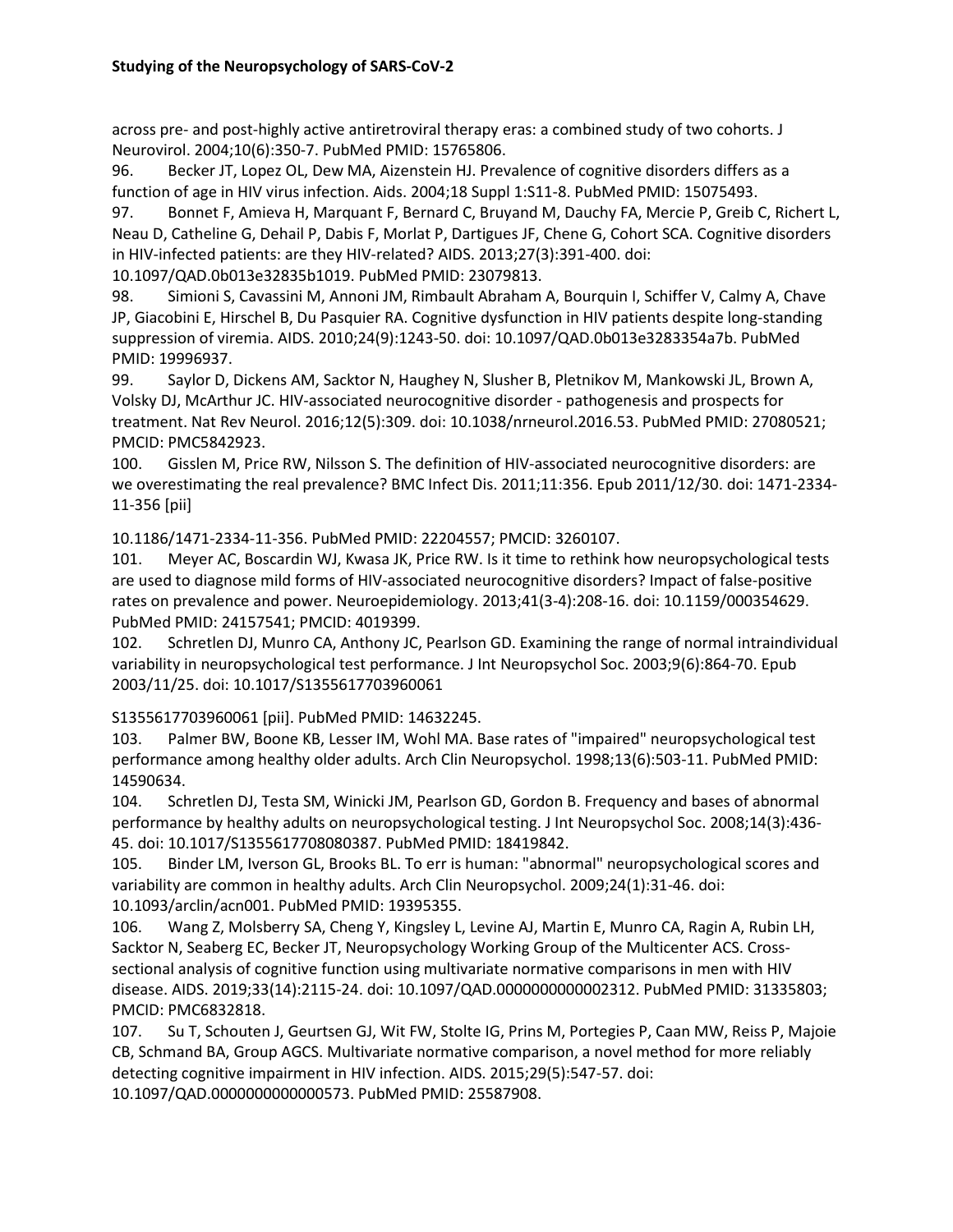across pre- and post-highly active antiretroviral therapy eras: a combined study of two cohorts. J Neurovirol. 2004;10(6):350-7. PubMed PMID: 15765806.

96. Becker JT, Lopez OL, Dew MA, Aizenstein HJ. Prevalence of cognitive disorders differs as a function of age in HIV virus infection. Aids. 2004;18 Suppl 1:S11-8. PubMed PMID: 15075493.

97. Bonnet F, Amieva H, Marquant F, Bernard C, Bruyand M, Dauchy FA, Mercie P, Greib C, Richert L, Neau D, Catheline G, Dehail P, Dabis F, Morlat P, Dartigues JF, Chene G, Cohort SCA. Cognitive disorders in HIV-infected patients: are they HIV-related? AIDS. 2013;27(3):391-400. doi: 10.1097/QAD.0b013e32835b1019. PubMed PMID: 23079813.

98. Simioni S, Cavassini M, Annoni JM, Rimbault Abraham A, Bourquin I, Schiffer V, Calmy A, Chave JP, Giacobini E, Hirschel B, Du Pasquier RA. Cognitive dysfunction in HIV patients despite long-standing suppression of viremia. AIDS. 2010;24(9):1243-50. doi: 10.1097/QAD.0b013e3283354a7b. PubMed PMID: 19996937.

99. Saylor D, Dickens AM, Sacktor N, Haughey N, Slusher B, Pletnikov M, Mankowski JL, Brown A, Volsky DJ, McArthur JC. HIV-associated neurocognitive disorder - pathogenesis and prospects for treatment. Nat Rev Neurol. 2016;12(5):309. doi: 10.1038/nrneurol.2016.53. PubMed PMID: 27080521; PMCID: PMC5842923.

100. Gisslen M, Price RW, Nilsson S. The definition of HIV-associated neurocognitive disorders: are we overestimating the real prevalence? BMC Infect Dis. 2011;11:356. Epub 2011/12/30. doi: 1471-2334-11-356 [pii]

10.1186/1471-2334-11-356. PubMed PMID: 22204557; PMCID: 3260107.

101. Meyer AC, Boscardin WJ, Kwasa JK, Price RW. Is it time to rethink how neuropsychological tests are used to diagnose mild forms of HIV-associated neurocognitive disorders? Impact of false-positive rates on prevalence and power. Neuroepidemiology. 2013;41(3-4):208-16. doi: 10.1159/000354629. PubMed PMID: 24157541; PMCID: 4019399.

102. Schretlen DJ, Munro CA, Anthony JC, Pearlson GD. Examining the range of normal intraindividual variability in neuropsychological test performance. J Int Neuropsychol Soc. 2003;9(6):864-70. Epub 2003/11/25. doi: 10.1017/S1355617703960061

S1355617703960061 [pii]. PubMed PMID: 14632245.

103. Palmer BW, Boone KB, Lesser IM, Wohl MA. Base rates of "impaired" neuropsychological test performance among healthy older adults. Arch Clin Neuropsychol. 1998;13(6):503-11. PubMed PMID: 14590634.

104. Schretlen DJ, Testa SM, Winicki JM, Pearlson GD, Gordon B. Frequency and bases of abnormal performance by healthy adults on neuropsychological testing. J Int Neuropsychol Soc. 2008;14(3):436-45. doi: 10.1017/S1355617708080387. PubMed PMID: 18419842.

105. Binder LM, Iverson GL, Brooks BL. To err is human: "abnormal" neuropsychological scores and variability are common in healthy adults. Arch Clin Neuropsychol. 2009;24(1):31-46. doi: 10.1093/arclin/acn001. PubMed PMID: 19395355.

106. Wang Z, Molsberry SA, Cheng Y, Kingsley L, Levine AJ, Martin E, Munro CA, Ragin A, Rubin LH, Sacktor N, Seaberg EC, Becker JT, Neuropsychology Working Group of the Multicenter ACS. Cross-sectional analysis of cognitive function using multivariate normative comparisons in men with HIV disease. AIDS. 2019;33(14):2115-24. doi: 10.1097/QAD.0000000000002312. PubMed PMID: 31335803; PMCID: PMC6832818.

107. Su T, Schouten J, Geurtsen GJ, Wit FW, Stolte IG, Prins M, Portegies P, Caan MW, Reiss P, Majoie CB, Schmand BA, Group AGCS. Multivariate normative comparison, a novel method for more reliably detecting cognitive impairment in HIV infection. AIDS. 2015;29(5):547-57. doi: 10.1097/QAD.0000000000000573. PubMed PMID: 25587908.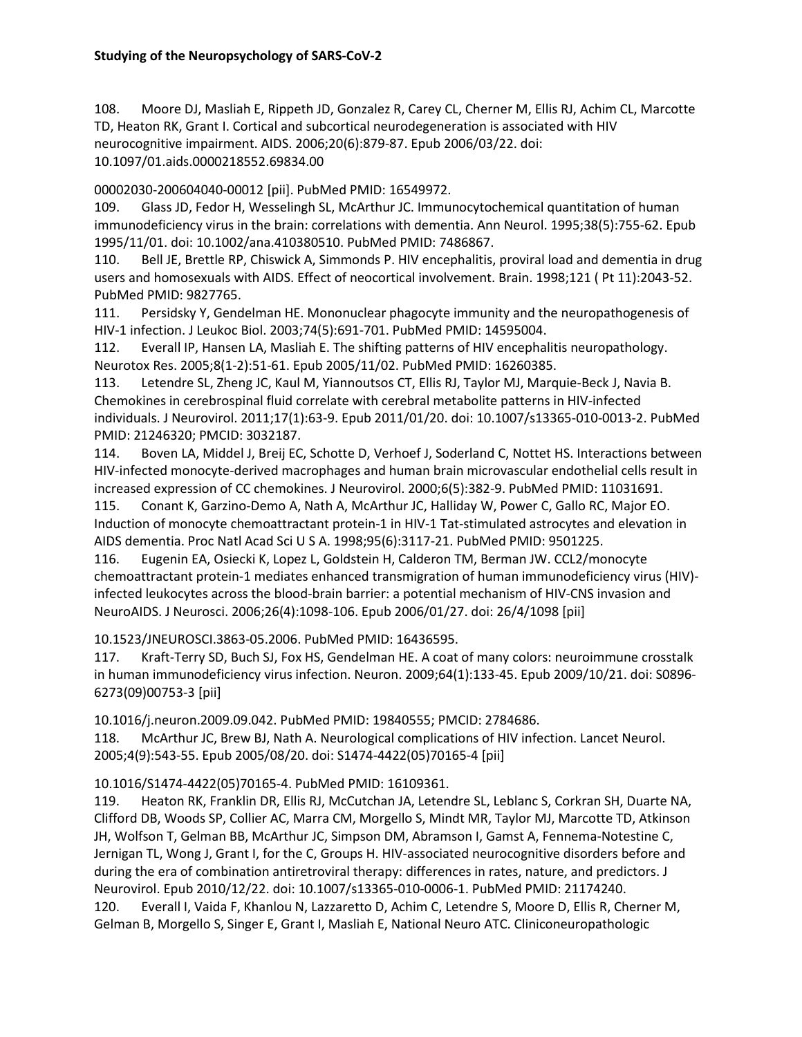108. Moore DJ, Masliah E, Rippeth JD, Gonzalez R, Carey CL, Cherner M, Ellis RJ, Achim CL, Marcotte TD, Heaton RK, Grant I. Cortical and subcortical neurodegeneration is associated with HIV neurocognitive impairment. AIDS. 2006;20(6):879-87. Epub 2006/03/22. doi: 10.1097/01.aids.0000218552.69834.00

00002030-200604040-00012 [pii]. PubMed PMID: 16549972.

109. Glass JD, Fedor H, Wesselingh SL, McArthur JC. Immunocytochemical quantitation of human immunodeficiency virus in the brain: correlations with dementia. Ann Neurol. 1995;38(5):755-62. Epub 1995/11/01. doi: 10.1002/ana.410380510. PubMed PMID: 7486867.

110. Bell JE, Brettle RP, Chiswick A, Simmonds P. HIV encephalitis, proviral load and dementia in drug users and homosexuals with AIDS. Effect of neocortical involvement. Brain. 1998;121 ( Pt 11):2043-52. PubMed PMID: 9827765.

111. Persidsky Y, Gendelman HE. Mononuclear phagocyte immunity and the neuropathogenesis of HIV-1 infection. J Leukoc Biol. 2003;74(5):691-701. PubMed PMID: 14595004.

112. Everall IP, Hansen LA, Masliah E. The shifting patterns of HIV encephalitis neuropathology. Neurotox Res. 2005;8(1-2):51-61. Epub 2005/11/02. PubMed PMID: 16260385.

113. Letendre SL, Zheng JC, Kaul M, Yiannoutsos CT, Ellis RJ, Taylor MJ, Marquie-Beck J, Navia B. Chemokines in cerebrospinal fluid correlate with cerebral metabolite patterns in HIV-infected individuals. J Neurovirol. 2011;17(1):63-9. Epub 2011/01/20. doi: 10.1007/s13365-010-0013-2. PubMed PMID: 21246320; PMCID: 3032187.

114. Boven LA, Middel J, Breij EC, Schotte D, Verhoef J, Soderland C, Nottet HS. Interactions between HIV-infected monocyte-derived macrophages and human brain microvascular endothelial cells result in increased expression of CC chemokines. J Neurovirol. 2000;6(5):382-9. PubMed PMID: 11031691.

115. Conant K, Garzino-Demo A, Nath A, McArthur JC, Halliday W, Power C, Gallo RC, Major EO. Induction of monocyte chemoattractant protein-1 in HIV-1 Tat-stimulated astrocytes and elevation in AIDS dementia. Proc Natl Acad Sci U S A. 1998;95(6):3117-21. PubMed PMID: 9501225.

116. Eugenin EA, Osiecki K, Lopez L, Goldstein H, Calderon TM, Berman JW. CCL2/monocyte chemoattractant protein-1 mediates enhanced transmigration of human immunodeficiency virus (HIV)-infected leukocytes across the blood-brain barrier: a potential mechanism of HIV-CNS invasion and NeuroAIDS. J Neurosci. 2006;26(4):1098-106. Epub 2006/01/27. doi: 26/4/1098 [pii]

10.1523/JNEUROSCI.3863-05.2006. PubMed PMID: 16436595.

117. Kraft-Terry SD, Buch SJ, Fox HS, Gendelman HE. A coat of many colors: neuroimmune crosstalk in human immunodeficiency virus infection. Neuron. 2009;64(1):133-45. Epub 2009/10/21. doi: S0896-6273(09)00753-3 [pii]

10.1016/j.neuron.2009.09.042. PubMed PMID: 19840555; PMCID: 2784686.

118. McArthur JC, Brew BJ, Nath A. Neurological complications of HIV infection. Lancet Neurol. 2005;4(9):543-55. Epub 2005/08/20. doi: S1474-4422(05)70165-4 [pii]

10.1016/S1474-4422(05)70165-4. PubMed PMID: 16109361.

119. Heaton RK, Franklin DR, Ellis RJ, McCutchan JA, Letendre SL, Leblanc S, Corkran SH, Duarte NA, Clifford DB, Woods SP, Collier AC, Marra CM, Morgello S, Mindt MR, Taylor MJ, Marcotte TD, Atkinson JH, Wolfson T, Gelman BB, McArthur JC, Simpson DM, Abramson I, Gamst A, Fennema-Notestine C, Jernigan TL, Wong J, Grant I, for the C, Groups H. HIV-associated neurocognitive disorders before and during the era of combination antiretroviral therapy: differences in rates, nature, and predictors. J Neurovirol. Epub 2010/12/22. doi: 10.1007/s13365-010-0006-1. PubMed PMID: 21174240.

120. Everall I, Vaida F, Khanlou N, Lazzaretto D, Achim C, Letendre S, Moore D, Ellis R, Cherner M, Gelman B, Morgello S, Singer E, Grant I, Masliah E, National Neuro ATC. Cliniconeuropathologic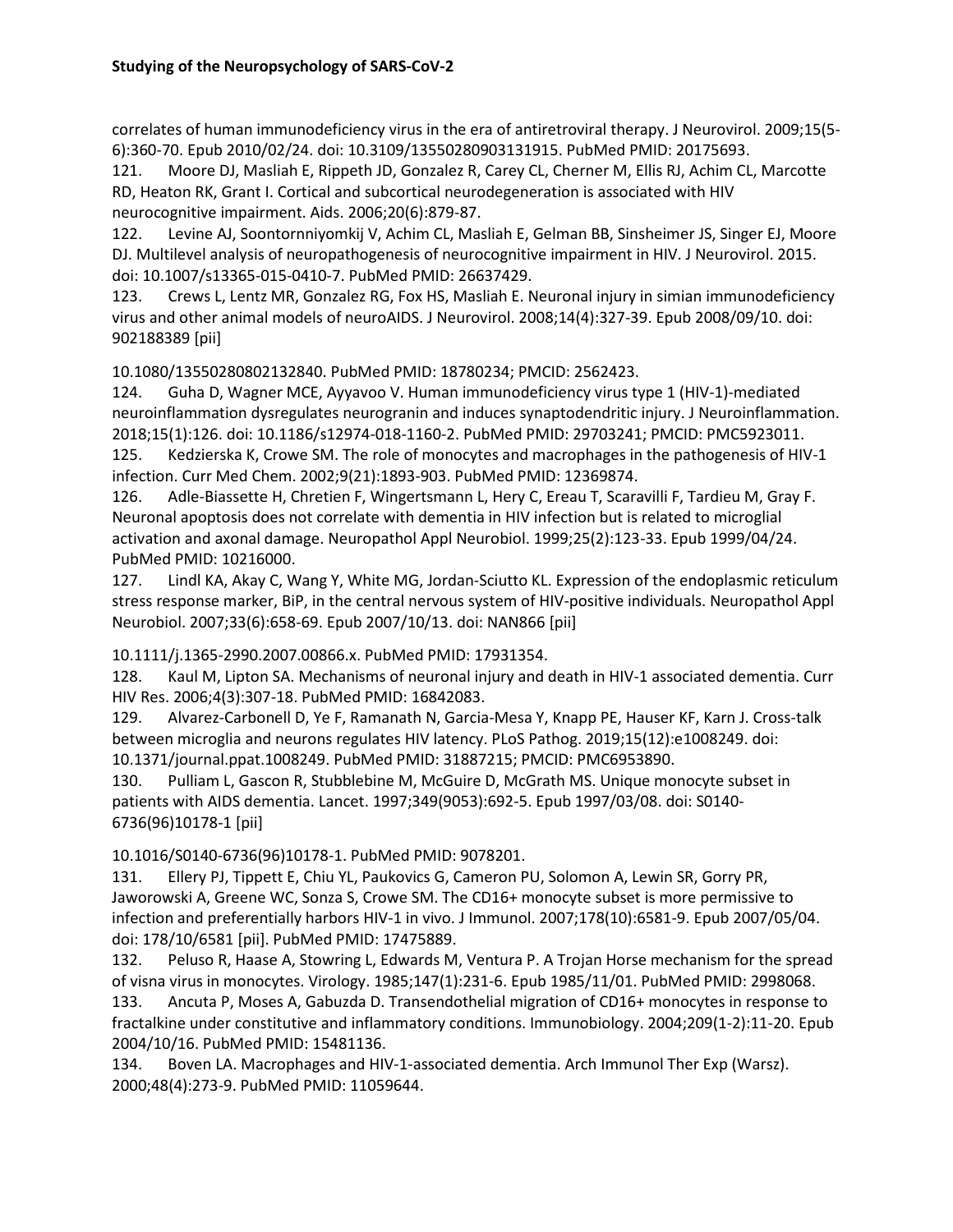correlates of human immunodeficiency virus in the era of antiretroviral therapy. J Neurovirol. 2009;15(5-6):360-70. Epub 2010/02/24. doi: 10.3109/13550280903131915. PubMed PMID: 20175693.

121. Moore DJ, Masliah E, Rippeth JD, Gonzalez R, Carey CL, Cherner M, Ellis RJ, Achim CL, Marcotte RD, Heaton RK, Grant I. Cortical and subcortical neurodegeneration is associated with HIV neurocognitive impairment. Aids. 2006;20(6):879-87.

122. Levine AJ, Soontornniyomkij V, Achim CL, Masliah E, Gelman BB, Sinsheimer JS, Singer EJ, Moore DJ. Multilevel analysis of neuropathogenesis of neurocognitive impairment in HIV. J Neurovirol. 2015. doi: 10.1007/s13365-015-0410-7. PubMed PMID: 26637429.

123. Crews L, Lentz MR, Gonzalez RG, Fox HS, Masliah E. Neuronal injury in simian immunodeficiency virus and other animal models of neuroAIDS. J Neurovirol. 2008;14(4):327-39. Epub 2008/09/10. doi: 902188389 [pii]

10.1080/13550280802132840. PubMed PMID: 18780234; PMCID: 2562423.

124. Guha D, Wagner MCE, Ayyavoo V. Human immunodeficiency virus type 1 (HIV-1)-mediated neuroinflammation dysregulates neurogranin and induces synaptodendritic injury. J Neuroinflammation. 2018;15(1):126. doi: 10.1186/s12974-018-1160-2. PubMed PMID: 29703241; PMCID: PMC5923011.

125. Kedzierska K, Crowe SM. The role of monocytes and macrophages in the pathogenesis of HIV-1 infection. Curr Med Chem. 2002;9(21):1893-903. PubMed PMID: 12369874.

126. Adle-Biassette H, Chretien F, Wingertsmann L, Hery C, Ereau T, Scaravilli F, Tardieu M, Gray F. Neuronal apoptosis does not correlate with dementia in HIV infection but is related to microglial activation and axonal damage. Neuropathol Appl Neurobiol. 1999;25(2):123-33. Epub 1999/04/24. PubMed PMID: 10216000.

127. Lindl KA, Akay C, Wang Y, White MG, Jordan-Sciutto KL. Expression of the endoplasmic reticulum stress response marker, BiP, in the central nervous system of HIV-positive individuals. Neuropathol Appl Neurobiol. 2007;33(6):658-69. Epub 2007/10/13. doi: NAN866 [pii]

10.1111/j.1365-2990.2007.00866.x. PubMed PMID: 17931354.

128. Kaul M, Lipton SA. Mechanisms of neuronal injury and death in HIV-1 associated dementia. Curr HIV Res. 2006;4(3):307-18. PubMed PMID: 16842083.

129. Alvarez-Carbonell D, Ye F, Ramanath N, Garcia-Mesa Y, Knapp PE, Hauser KF, Karn J. Cross-talk between microglia and neurons regulates HIV latency. PLoS Pathog. 2019;15(12):e1008249. doi: 10.1371/journal.ppat.1008249. PubMed PMID: 31887215; PMCID: PMC6953890.

130. Pulliam L, Gascon R, Stubblebine M, McGuire D, McGrath MS. Unique monocyte subset in patients with AIDS dementia. Lancet. 1997;349(9053):692-5. Epub 1997/03/08. doi: S0140-6736(96)10178-1 [pii]

10.1016/S0140-6736(96)10178-1. PubMed PMID: 9078201.

131. Ellery PJ, Tippett E, Chiu YL, Paukovics G, Cameron PU, Solomon A, Lewin SR, Gorry PR, Jaworowski A, Greene WC, Sonza S, Crowe SM. The CD16+ monocyte subset is more permissive to infection and preferentially harbors HIV-1 in vivo. J Immunol. 2007;178(10):6581-9. Epub 2007/05/04. doi: 178/10/6581 [pii]. PubMed PMID: 17475889.

132. Peluso R, Haase A, Stowring L, Edwards M, Ventura P. A Trojan Horse mechanism for the spread of visna virus in monocytes. Virology. 1985;147(1):231-6. Epub 1985/11/01. PubMed PMID: 2998068.

133. Ancuta P, Moses A, Gabuzda D. Transendothelial migration of CD16+ monocytes in response to fractalkine under constitutive and inflammatory conditions. Immunobiology. 2004;209(1-2):11-20. Epub 2004/10/16. PubMed PMID: 15481136.

134. Boven LA. Macrophages and HIV-1-associated dementia. Arch Immunol Ther Exp (Warsz). 2000;48(4):273-9. PubMed PMID: 11059644.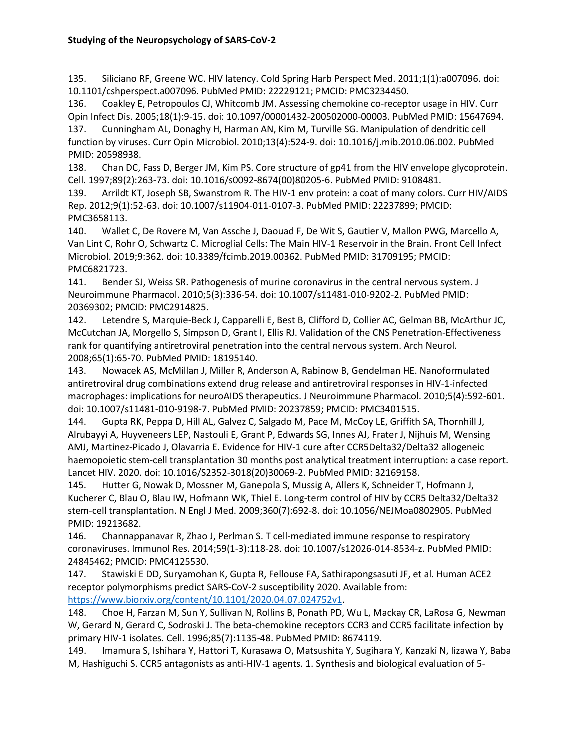135. Siliciano RF, Greene WC. HIV latency. Cold Spring Harb Perspect Med. 2011;1(1):a007096. doi: 10.1101/cshperspect.a007096. PubMed PMID: 22229121; PMCID: PMC3234450.

136. Coakley E, Petropoulos CJ, Whitcomb JM. Assessing chemokine co-receptor usage in HIV. Curr Opin Infect Dis. 2005;18(1):9-15. doi: 10.1097/00001432-200502000-00003. PubMed PMID: 15647694.

137. Cunningham AL, Donaghy H, Harman AN, Kim M, Turville SG. Manipulation of dendritic cell function by viruses. Curr Opin Microbiol. 2010;13(4):524-9. doi: 10.1016/j.mib.2010.06.002. PubMed PMID: 20598938.

138. Chan DC, Fass D, Berger JM, Kim PS. Core structure of gp41 from the HIV envelope glycoprotein. Cell. 1997;89(2):263-73. doi: 10.1016/s0092-8674(00)80205-6. PubMed PMID: 9108481.

139. Arrildt KT, Joseph SB, Swanstrom R. The HIV-1 env protein: a coat of many colors. Curr HIV/AIDS Rep. 2012;9(1):52-63. doi: 10.1007/s11904-011-0107-3. PubMed PMID: 22237899; PMCID: PMC3658113.

140. Wallet C, De Rovere M, Van Assche J, Daouad F, De Wit S, Gautier V, Mallon PWG, Marcello A, Van Lint C, Rohr O, Schwartz C. Microglial Cells: The Main HIV-1 Reservoir in the Brain. Front Cell Infect Microbiol. 2019;9:362. doi: 10.3389/fcimb.2019.00362. PubMed PMID: 31709195; PMCID: PMC6821723.

141. Bender SJ, Weiss SR. Pathogenesis of murine coronavirus in the central nervous system. J Neuroimmune Pharmacol. 2010;5(3):336-54. doi: 10.1007/s11481-010-9202-2. PubMed PMID: 20369302; PMCID: PMC2914825.

142. Letendre S, Marquie-Beck J, Capparelli E, Best B, Clifford D, Collier AC, Gelman BB, McArthur JC, McCutchan JA, Morgello S, Simpson D, Grant I, Ellis RJ. Validation of the CNS Penetration-Effectiveness rank for quantifying antiretroviral penetration into the central nervous system. Arch Neurol. 2008;65(1):65-70. PubMed PMID: 18195140.

143. Nowacek AS, McMillan J, Miller R, Anderson A, Rabinow B, Gendelman HE. Nanoformulated antiretroviral drug combinations extend drug release and antiretroviral responses in HIV-1-infected macrophages: implications for neuroAIDS therapeutics. J Neuroimmune Pharmacol. 2010;5(4):592-601. doi: 10.1007/s11481-010-9198-7. PubMed PMID: 20237859; PMCID: PMC3401515.

144. Gupta RK, Peppa D, Hill AL, Galvez C, Salgado M, Pace M, McCoy LE, Griffith SA, Thornhill J, Alrubayyi A, Huyveneers LEP, Nastouli E, Grant P, Edwards SG, Innes AJ, Frater J, Nijhuis M, Wensing AMJ, Martinez-Picado J, Olavarria E. Evidence for HIV-1 cure after CCR5Delta32/Delta32 allogeneic haemopoietic stem-cell transplantation 30 months post analytical treatment interruption: a case report. Lancet HIV. 2020. doi: 10.1016/S2352-3018(20)30069-2. PubMed PMID: 32169158.

145. Hutter G, Nowak D, Mossner M, Ganepola S, Mussig A, Allers K, Schneider T, Hofmann J, Kucherer C, Blau O, Blau IW, Hofmann WK, Thiel E. Long-term control of HIV by CCR5 Delta32/Delta32 stem-cell transplantation. N Engl J Med. 2009;360(7):692-8. doi: 10.1056/NEJMoa0802905. PubMed PMID: 19213682.

146. Channappanavar R, Zhao J, Perlman S. T cell-mediated immune response to respiratory coronaviruses. Immunol Res. 2014;59(1-3):118-28. doi: 10.1007/s12026-014-8534-z. PubMed PMID: 24845462; PMCID: PMC4125530.

147. Stawiski E DD, Suryamohan K, Gupta R, Fellouse FA, Sathirapongsasuti JF, et al. Human ACE2 receptor polymorphisms predict SARS-CoV-2 susceptibility 2020. Available from: https://www.biorxiv.org/content/10.1101/2020.04.07.024752v1.

148. Choe H, Farzan M, Sun Y, Sullivan N, Rollins B, Ponath PD, Wu L, Mackay CR, LaRosa G, Newman W, Gerard N, Gerard C, Sodroski J. The beta-chemokine receptors CCR3 and CCR5 facilitate infection by primary HIV-1 isolates. Cell. 1996;85(7):1135-48. PubMed PMID: 8674119.

149. Imamura S, Ishihara Y, Hattori T, Kurasawa O, Matsushita Y, Sugihara Y, Kanzaki N, Iizawa Y, Baba M, Hashiguchi S. CCR5 antagonists as anti-HIV-1 agents. 1. Synthesis and biological evaluation of 5-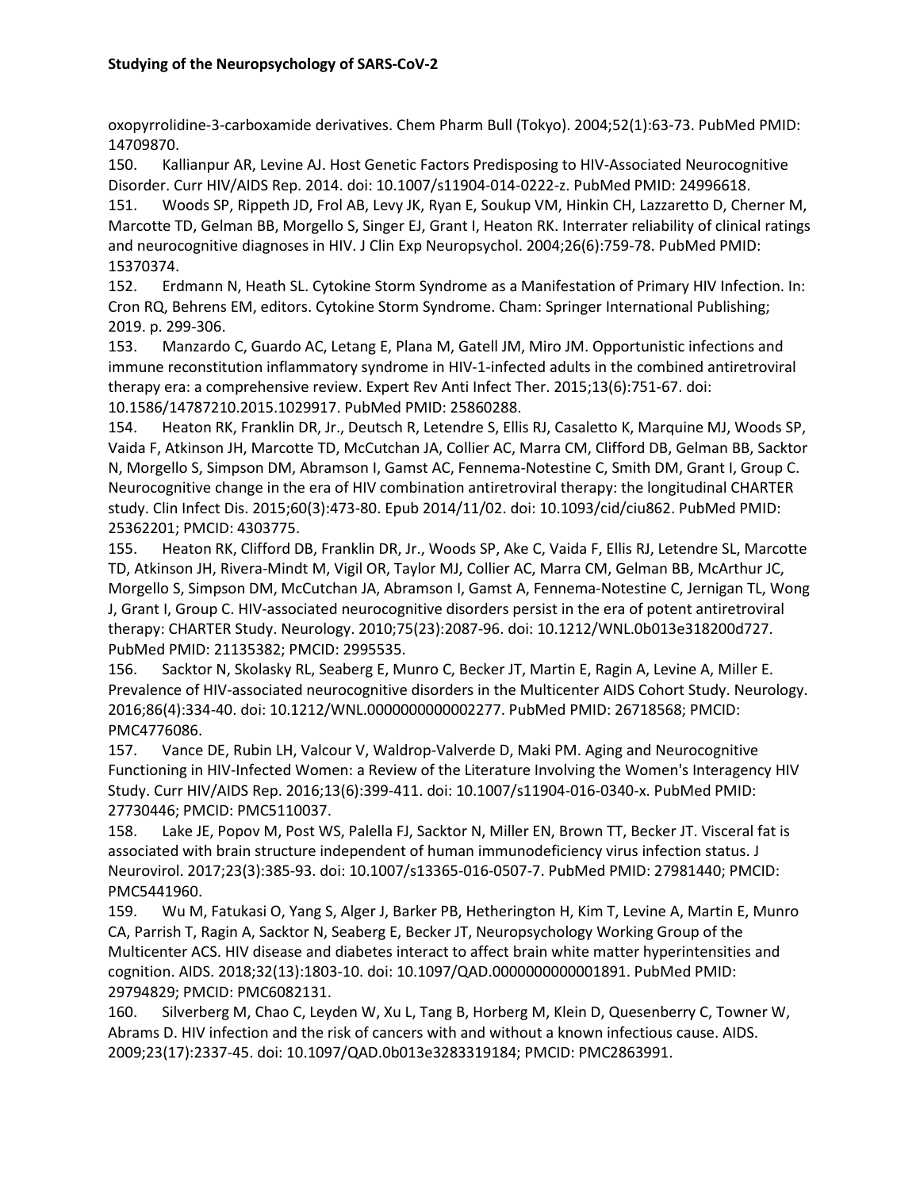oxopyrrolidine-3-carboxamide derivatives. Chem Pharm Bull (Tokyo). 2004;52(1):63-73. PubMed PMID: 14709870.

150. Kallianpur AR, Levine AJ. Host Genetic Factors Predisposing to HIV-Associated Neurocognitive Disorder. Curr HIV/AIDS Rep. 2014. doi: 10.1007/s11904-014-0222-z. PubMed PMID: 24996618.

151. Woods SP, Rippeth JD, Frol AB, Levy JK, Ryan E, Soukup VM, Hinkin CH, Lazzaretto D, Cherner M, Marcotte TD, Gelman BB, Morgello S, Singer EJ, Grant I, Heaton RK. Interrater reliability of clinical ratings and neurocognitive diagnoses in HIV. J Clin Exp Neuropsychol. 2004;26(6):759-78. PubMed PMID: 15370374.

152. Erdmann N, Heath SL. Cytokine Storm Syndrome as a Manifestation of Primary HIV Infection. In: Cron RQ, Behrens EM, editors. Cytokine Storm Syndrome. Cham: Springer International Publishing; 2019. p. 299-306.

153. Manzardo C, Guardo AC, Letang E, Plana M, Gatell JM, Miro JM. Opportunistic infections and immune reconstitution inflammatory syndrome in HIV-1-infected adults in the combined antiretroviral therapy era: a comprehensive review. Expert Rev Anti Infect Ther. 2015;13(6):751-67. doi: 10.1586/14787210.2015.1029917. PubMed PMID: 25860288.

154. Heaton RK, Franklin DR, Jr., Deutsch R, Letendre S, Ellis RJ, Casaletto K, Marquine MJ, Woods SP, Vaida F, Atkinson JH, Marcotte TD, McCutchan JA, Collier AC, Marra CM, Clifford DB, Gelman BB, Sacktor N, Morgello S, Simpson DM, Abramson I, Gamst AC, Fennema-Notestine C, Smith DM, Grant I, Group C. Neurocognitive change in the era of HIV combination antiretroviral therapy: the longitudinal CHARTER study. Clin Infect Dis. 2015;60(3):473-80. Epub 2014/11/02. doi: 10.1093/cid/ciu862. PubMed PMID: 25362201; PMCID: 4303775.

155. Heaton RK, Clifford DB, Franklin DR, Jr., Woods SP, Ake C, Vaida F, Ellis RJ, Letendre SL, Marcotte TD, Atkinson JH, Rivera-Mindt M, Vigil OR, Taylor MJ, Collier AC, Marra CM, Gelman BB, McArthur JC, Morgello S, Simpson DM, McCutchan JA, Abramson I, Gamst A, Fennema-Notestine C, Jernigan TL, Wong J, Grant I, Group C. HIV-associated neurocognitive disorders persist in the era of potent antiretroviral therapy: CHARTER Study. Neurology. 2010;75(23):2087-96. doi: 10.1212/WNL.0b013e318200d727. PubMed PMID: 21135382; PMCID: 2995535.

156. Sacktor N, Skolasky RL, Seaberg E, Munro C, Becker JT, Martin E, Ragin A, Levine A, Miller E. Prevalence of HIV-associated neurocognitive disorders in the Multicenter AIDS Cohort Study. Neurology. 2016;86(4):334-40. doi: 10.1212/WNL.0000000000002277. PubMed PMID: 26718568; PMCID: PMC4776086.

157. Vance DE, Rubin LH, Valcour V, Waldrop-Valverde D, Maki PM. Aging and Neurocognitive Functioning in HIV-Infected Women: a Review of the Literature Involving the Women's Interagency HIV Study. Curr HIV/AIDS Rep. 2016;13(6):399-411. doi: 10.1007/s11904-016-0340-x. PubMed PMID: 27730446; PMCID: PMC5110037.

158. Lake JE, Popov M, Post WS, Palella FJ, Sacktor N, Miller EN, Brown TT, Becker JT. Visceral fat is associated with brain structure independent of human immunodeficiency virus infection status. J Neurovirol. 2017;23(3):385-93. doi: 10.1007/s13365-016-0507-7. PubMed PMID: 27981440; PMCID: PMC5441960.

159. Wu M, Fatukasi O, Yang S, Alger J, Barker PB, Hetherington H, Kim T, Levine A, Martin E, Munro CA, Parrish T, Ragin A, Sacktor N, Seaberg E, Becker JT, Neuropsychology Working Group of the Multicenter ACS. HIV disease and diabetes interact to affect brain white matter hyperintensities and cognition. AIDS. 2018;32(13):1803-10. doi: 10.1097/QAD.0000000000001891. PubMed PMID: 29794829; PMCID: PMC6082131.

160. Silverberg M, Chao C, Leyden W, Xu L, Tang B, Horberg M, Klein D, Quesenberry C, Towner W, Abrams D. HIV infection and the risk of cancers with and without a known infectious cause. AIDS. 2009;23(17):2337-45. doi: 10.1097/QAD.0b013e3283319184; PMCID: PMC2863991.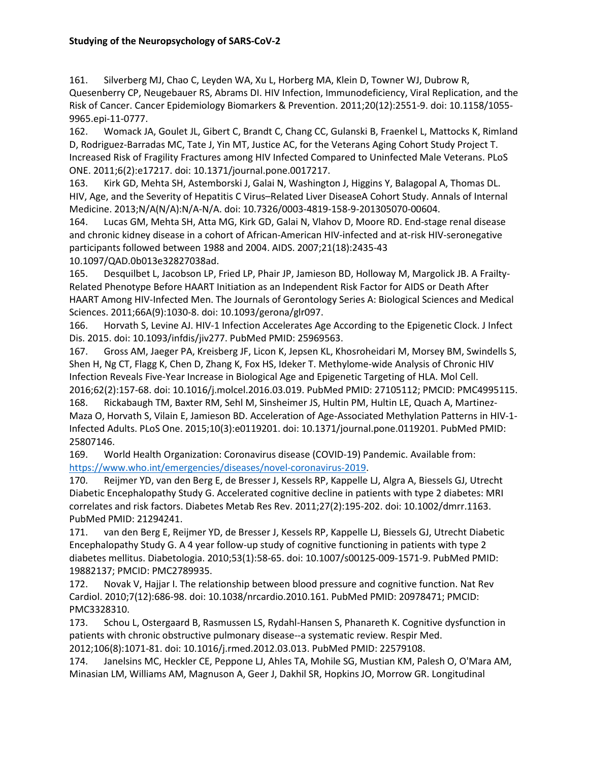161. Silverberg MJ, Chao C, Leyden WA, Xu L, Horberg MA, Klein D, Towner WJ, Dubrow R, Quesenberry CP, Neugebauer RS, Abrams DI. HIV Infection, Immunodeficiency, Viral Replication, and the Risk of Cancer. Cancer Epidemiology Biomarkers & Prevention. 2011;20(12):2551-9. doi: 10.1158/1055-9965.epi-11-0777.

162. Womack JA, Goulet JL, Gibert C, Brandt C, Chang CC, Gulanski B, Fraenkel L, Mattocks K, Rimland D, Rodriguez-Barradas MC, Tate J, Yin MT, Justice AC, for the Veterans Aging Cohort Study Project T. Increased Risk of Fragility Fractures among HIV Infected Compared to Uninfected Male Veterans. PLoS ONE. 2011;6(2):e17217. doi: 10.1371/journal.pone.0017217.

163. Kirk GD, Mehta SH, Astemborski J, Galai N, Washington J, Higgins Y, Balagopal A, Thomas DL. HIV, Age, and the Severity of Hepatitis C Virus–Related Liver DiseaseA Cohort Study. Annals of Internal Medicine. 2013;N/A(N/A):N/A-N/A. doi: 10.7326/0003-4819-158-9-201305070-00604.

164. Lucas GM, Mehta SH, Atta MG, Kirk GD, Galai N, Vlahov D, Moore RD. End-stage renal disease and chronic kidney disease in a cohort of African-American HIV-infected and at-risk HIV-seronegative participants followed between 1988 and 2004. AIDS. 2007;21(18):2435-43 10.1097/QAD.0b013e32827038ad.

165. Desquilbet L, Jacobson LP, Fried LP, Phair JP, Jamieson BD, Holloway M, Margolick JB. A Frailty-Related Phenotype Before HAART Initiation as an Independent Risk Factor for AIDS or Death After HAART Among HIV-Infected Men. The Journals of Gerontology Series A: Biological Sciences and Medical Sciences. 2011;66A(9):1030-8. doi: 10.1093/gerona/glr097.

166. Horvath S, Levine AJ. HIV-1 Infection Accelerates Age According to the Epigenetic Clock. J Infect Dis. 2015. doi: 10.1093/infdis/jiv277. PubMed PMID: 25969563.

167. Gross AM, Jaeger PA, Kreisberg JF, Licon K, Jepsen KL, Khosroheidari M, Morsey BM, Swindells S, Shen H, Ng CT, Flagg K, Chen D, Zhang K, Fox HS, Ideker T. Methylome-wide Analysis of Chronic HIV Infection Reveals Five-Year Increase in Biological Age and Epigenetic Targeting of HLA. Mol Cell. 2016;62(2):157-68. doi: 10.1016/j.molcel.2016.03.019. PubMed PMID: 27105112; PMCID: PMC4995115.

168. Rickabaugh TM, Baxter RM, Sehl M, Sinsheimer JS, Hultin PM, Hultin LE, Quach A, Martinez-Maza O, Horvath S, Vilain E, Jamieson BD. Acceleration of Age-Associated Methylation Patterns in HIV-1-Infected Adults. PLoS One. 2015;10(3):e0119201. doi: 10.1371/journal.pone.0119201. PubMed PMID: 25807146.

169. World Health Organization: Coronavirus disease (COVID-19) Pandemic. Available from: https://www.who.int/emergencies/diseases/novel-coronavirus-2019.

170. Reijmer YD, van den Berg E, de Bresser J, Kessels RP, Kappelle LJ, Algra A, Biessels GJ, Utrecht Diabetic Encephalopathy Study G. Accelerated cognitive decline in patients with type 2 diabetes: MRI correlates and risk factors. Diabetes Metab Res Rev. 2011;27(2):195-202. doi: 10.1002/dmrr.1163. PubMed PMID: 21294241.

171. van den Berg E, Reijmer YD, de Bresser J, Kessels RP, Kappelle LJ, Biessels GJ, Utrecht Diabetic Encephalopathy Study G. A 4 year follow-up study of cognitive functioning in patients with type 2 diabetes mellitus. Diabetologia. 2010;53(1):58-65. doi: 10.1007/s00125-009-1571-9. PubMed PMID: 19882137; PMCID: PMC2789935.

172. Novak V, Hajjar I. The relationship between blood pressure and cognitive function. Nat Rev Cardiol. 2010;7(12):686-98. doi: 10.1038/nrcardio.2010.161. PubMed PMID: 20978471; PMCID: PMC3328310.

173. Schou L, Ostergaard B, Rasmussen LS, Rydahl-Hansen S, Phanareth K. Cognitive dysfunction in patients with chronic obstructive pulmonary disease--a systematic review. Respir Med. 2012;106(8):1071-81. doi: 10.1016/j.rmed.2012.03.013. PubMed PMID: 22579108.

174. Janelsins MC, Heckler CE, Peppone LJ, Ahles TA, Mohile SG, Mustian KM, Palesh O, O'Mara AM, Minasian LM, Williams AM, Magnuson A, Geer J, Dakhil SR, Hopkins JO, Morrow GR. Longitudinal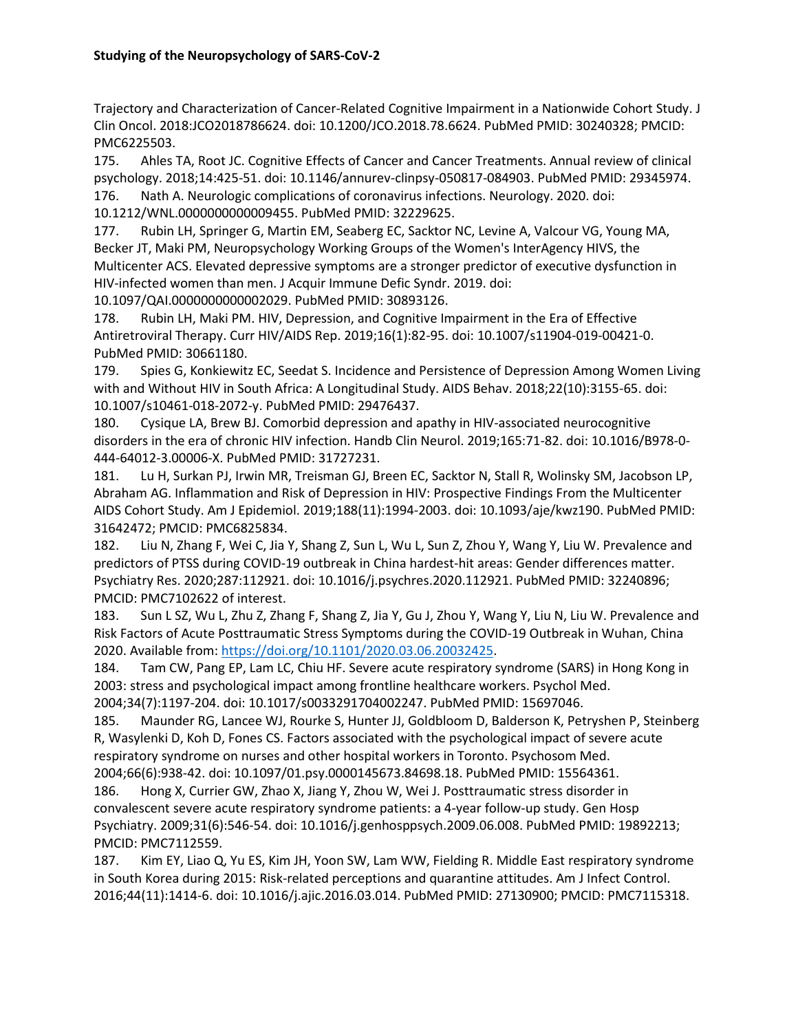Trajectory and Characterization of Cancer-Related Cognitive Impairment in a Nationwide Cohort Study. J Clin Oncol. 2018:JCO2018786624. doi: 10.1200/JCO.2018.78.6624. PubMed PMID: 30240328; PMCID: PMC6225503.

175. Ahles TA, Root JC. Cognitive Effects of Cancer and Cancer Treatments. Annual review of clinical psychology. 2018;14:425-51. doi: 10.1146/annurev-clinpsy-050817-084903. PubMed PMID: 29345974.

176. Nath A. Neurologic complications of coronavirus infections. Neurology. 2020. doi: 10.1212/WNL.0000000000009455. PubMed PMID: 32229625.

177. Rubin LH, Springer G, Martin EM, Seaberg EC, Sacktor NC, Levine A, Valcour VG, Young MA, Becker JT, Maki PM, Neuropsychology Working Groups of the Women's InterAgency HIVS, the Multicenter ACS. Elevated depressive symptoms are a stronger predictor of executive dysfunction in HIV-infected women than men. J Acquir Immune Defic Syndr. 2019. doi: 10.1097/QAI.0000000000002029. PubMed PMID: 30893126.

178. Rubin LH, Maki PM. HIV, Depression, and Cognitive Impairment in the Era of Effective Antiretroviral Therapy. Curr HIV/AIDS Rep. 2019;16(1):82-95. doi: 10.1007/s11904-019-00421-0. PubMed PMID: 30661180.

179. Spies G, Konkiewitz EC, Seedat S. Incidence and Persistence of Depression Among Women Living with and Without HIV in South Africa: A Longitudinal Study. AIDS Behav. 2018;22(10):3155-65. doi: 10.1007/s10461-018-2072-y. PubMed PMID: 29476437.

180. Cysique LA, Brew BJ. Comorbid depression and apathy in HIV-associated neurocognitive disorders in the era of chronic HIV infection. Handb Clin Neurol. 2019;165:71-82. doi: 10.1016/B978-0-444-64012-3.00006-X. PubMed PMID: 31727231.

181. Lu H, Surkan PJ, Irwin MR, Treisman GJ, Breen EC, Sacktor N, Stall R, Wolinsky SM, Jacobson LP, Abraham AG. Inflammation and Risk of Depression in HIV: Prospective Findings From the Multicenter AIDS Cohort Study. Am J Epidemiol. 2019;188(11):1994-2003. doi: 10.1093/aje/kwz190. PubMed PMID: 31642472; PMCID: PMC6825834.

182. Liu N, Zhang F, Wei C, Jia Y, Shang Z, Sun L, Wu L, Sun Z, Zhou Y, Wang Y, Liu W. Prevalence and predictors of PTSS during COVID-19 outbreak in China hardest-hit areas: Gender differences matter. Psychiatry Res. 2020;287:112921. doi: 10.1016/j.psychres.2020.112921. PubMed PMID: 32240896; PMCID: PMC7102622 of interest.

183. Sun L SZ, Wu L, Zhu Z, Zhang F, Shang Z, Jia Y, Gu J, Zhou Y, Wang Y, Liu N, Liu W. Prevalence and Risk Factors of Acute Posttraumatic Stress Symptoms during the COVID-19 Outbreak in Wuhan, China 2020. Available from: https://doi.org/10.1101/2020.03.06.20032425.

184. Tam CW, Pang EP, Lam LC, Chiu HF. Severe acute respiratory syndrome (SARS) in Hong Kong in 2003: stress and psychological impact among frontline healthcare workers. Psychol Med. 2004;34(7):1197-204. doi: 10.1017/s0033291704002247. PubMed PMID: 15697046.

185. Maunder RG, Lancee WJ, Rourke S, Hunter JJ, Goldbloom D, Balderson K, Petryshen P, Steinberg R, Wasylenki D, Koh D, Fones CS. Factors associated with the psychological impact of severe acute respiratory syndrome on nurses and other hospital workers in Toronto. Psychosom Med. 2004;66(6):938-42. doi: 10.1097/01.psy.0000145673.84698.18. PubMed PMID: 15564361.

186. Hong X, Currier GW, Zhao X, Jiang Y, Zhou W, Wei J. Posttraumatic stress disorder in convalescent severe acute respiratory syndrome patients: a 4-year follow-up study. Gen Hosp Psychiatry. 2009;31(6):546-54. doi: 10.1016/j.genhosppsych.2009.06.008. PubMed PMID: 19892213; PMCID: PMC7112559.

187. Kim EY, Liao Q, Yu ES, Kim JH, Yoon SW, Lam WW, Fielding R. Middle East respiratory syndrome in South Korea during 2015: Risk-related perceptions and quarantine attitudes. Am J Infect Control. 2016;44(11):1414-6. doi: 10.1016/j.ajic.2016.03.014. PubMed PMID: 27130900; PMCID: PMC7115318.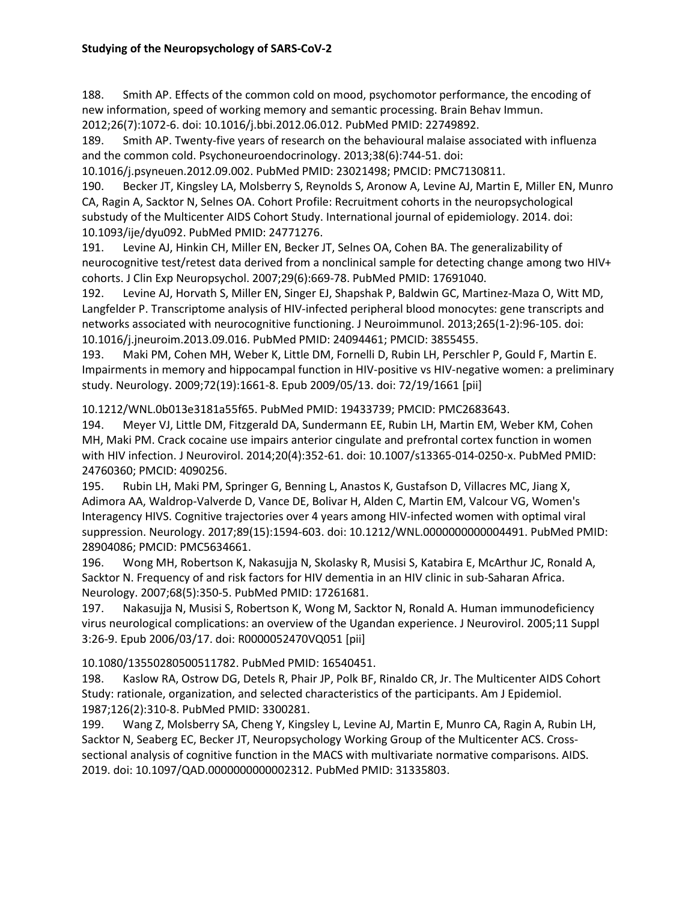188. Smith AP. Effects of the common cold on mood, psychomotor performance, the encoding of new information, speed of working memory and semantic processing. Brain Behav Immun. 2012;26(7):1072-6. doi: 10.1016/j.bbi.2012.06.012. PubMed PMID: 22749892.

189. Smith AP. Twenty-five years of research on the behavioural malaise associated with influenza and the common cold. Psychoneuroendocrinology. 2013;38(6):744-51. doi: 10.1016/j.psyneuen.2012.09.002. PubMed PMID: 23021498; PMCID: PMC7130811.

190. Becker JT, Kingsley LA, Molsberry S, Reynolds S, Aronow A, Levine AJ, Martin E, Miller EN, Munro CA, Ragin A, Sacktor N, Selnes OA. Cohort Profile: Recruitment cohorts in the neuropsychological substudy of the Multicenter AIDS Cohort Study. International journal of epidemiology. 2014. doi: 10.1093/ije/dyu092. PubMed PMID: 24771276.

191. Levine AJ, Hinkin CH, Miller EN, Becker JT, Selnes OA, Cohen BA. The generalizability of neurocognitive test/retest data derived from a nonclinical sample for detecting change among two HIV+ cohorts. J Clin Exp Neuropsychol. 2007;29(6):669-78. PubMed PMID: 17691040.

192. Levine AJ, Horvath S, Miller EN, Singer EJ, Shapshak P, Baldwin GC, Martinez-Maza O, Witt MD, Langfelder P. Transcriptome analysis of HIV-infected peripheral blood monocytes: gene transcripts and networks associated with neurocognitive functioning. J Neuroimmunol. 2013;265(1-2):96-105. doi: 10.1016/j.jneuroim.2013.09.016. PubMed PMID: 24094461; PMCID: 3855455.

193. Maki PM, Cohen MH, Weber K, Little DM, Fornelli D, Rubin LH, Perschler P, Gould F, Martin E. Impairments in memory and hippocampal function in HIV-positive vs HIV-negative women: a preliminary study. Neurology. 2009;72(19):1661-8. Epub 2009/05/13. doi: 72/19/1661 [pii]

10.1212/WNL.0b013e3181a55f65. PubMed PMID: 19433739; PMCID: PMC2683643.

194. Meyer VJ, Little DM, Fitzgerald DA, Sundermann EE, Rubin LH, Martin EM, Weber KM, Cohen MH, Maki PM. Crack cocaine use impairs anterior cingulate and prefrontal cortex function in women with HIV infection. J Neurovirol. 2014;20(4):352-61. doi: 10.1007/s13365-014-0250-x. PubMed PMID: 24760360; PMCID: 4090256.

195. Rubin LH, Maki PM, Springer G, Benning L, Anastos K, Gustafson D, Villacres MC, Jiang X, Adimora AA, Waldrop-Valverde D, Vance DE, Bolivar H, Alden C, Martin EM, Valcour VG, Women's Interagency HIVS. Cognitive trajectories over 4 years among HIV-infected women with optimal viral suppression. Neurology. 2017;89(15):1594-603. doi: 10.1212/WNL.0000000000004491. PubMed PMID: 28904086; PMCID: PMC5634661.

196. Wong MH, Robertson K, Nakasujja N, Skolasky R, Musisi S, Katabira E, McArthur JC, Ronald A, Sacktor N. Frequency of and risk factors for HIV dementia in an HIV clinic in sub-Saharan Africa. Neurology. 2007;68(5):350-5. PubMed PMID: 17261681.

197. Nakasujja N, Musisi S, Robertson K, Wong M, Sacktor N, Ronald A. Human immunodeficiency virus neurological complications: an overview of the Ugandan experience. J Neurovirol. 2005;11 Suppl 3:26-9. Epub 2006/03/17. doi: R0000052470VQ051 [pii]

10.1080/13550280500511782. PubMed PMID: 16540451.

198. Kaslow RA, Ostrow DG, Detels R, Phair JP, Polk BF, Rinaldo CR, Jr. The Multicenter AIDS Cohort Study: rationale, organization, and selected characteristics of the participants. Am J Epidemiol. 1987;126(2):310-8. PubMed PMID: 3300281.

199. Wang Z, Molsberry SA, Cheng Y, Kingsley L, Levine AJ, Martin E, Munro CA, Ragin A, Rubin LH, Sacktor N, Seaberg EC, Becker JT, Neuropsychology Working Group of the Multicenter ACS. Cross-sectional analysis of cognitive function in the MACS with multivariate normative comparisons. AIDS. 2019. doi: 10.1097/QAD.0000000000002312. PubMed PMID: 31335803.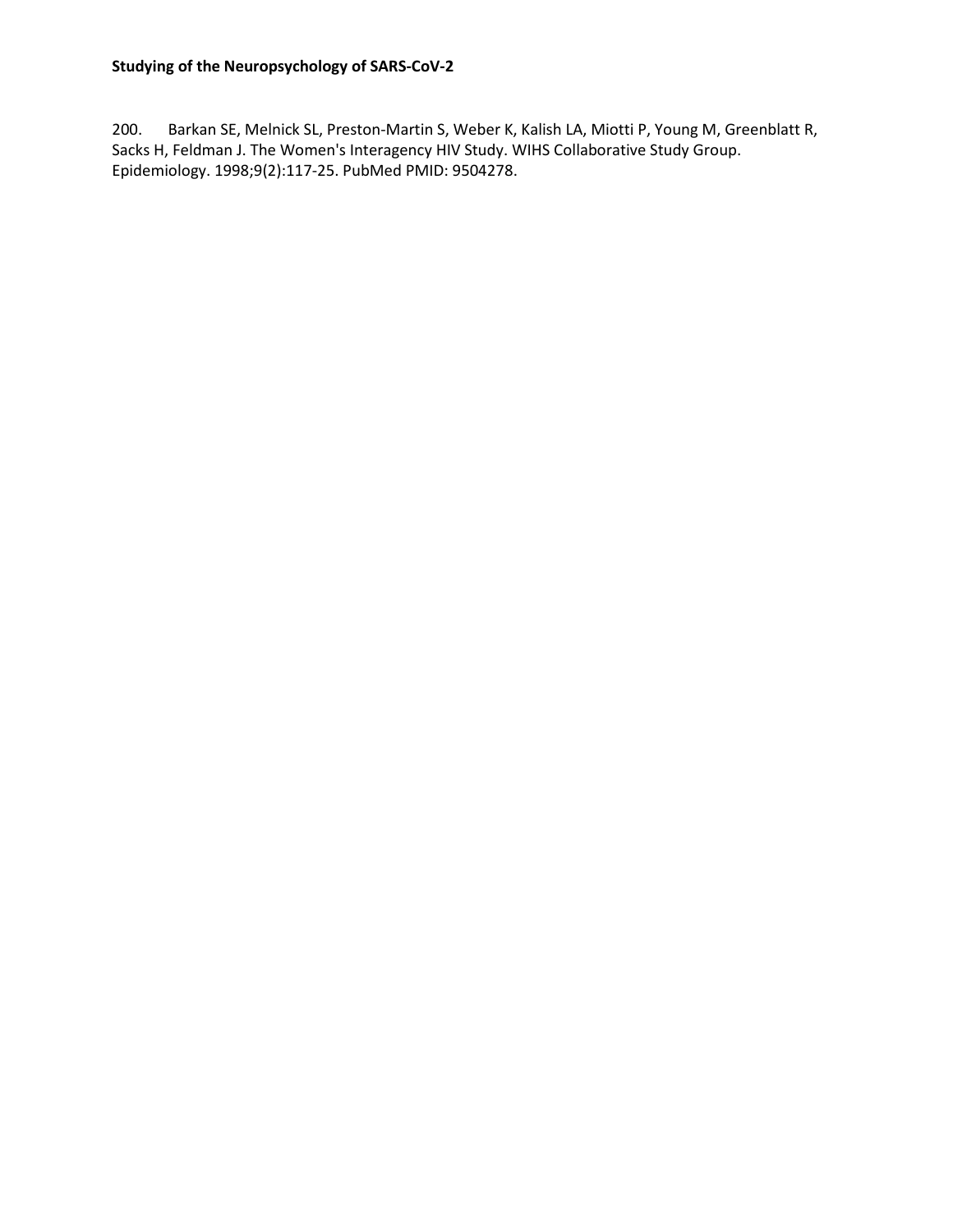200. Barkan SE, Melnick SL, Preston-Martin S, Weber K, Kalish LA, Miotti P, Young M, Greenblatt R, Sacks H, Feldman J. The Women's Interagency HIV Study. WIHS Collaborative Study Group. Epidemiology. 1998;9(2):117-25. PubMed PMID: 9504278.